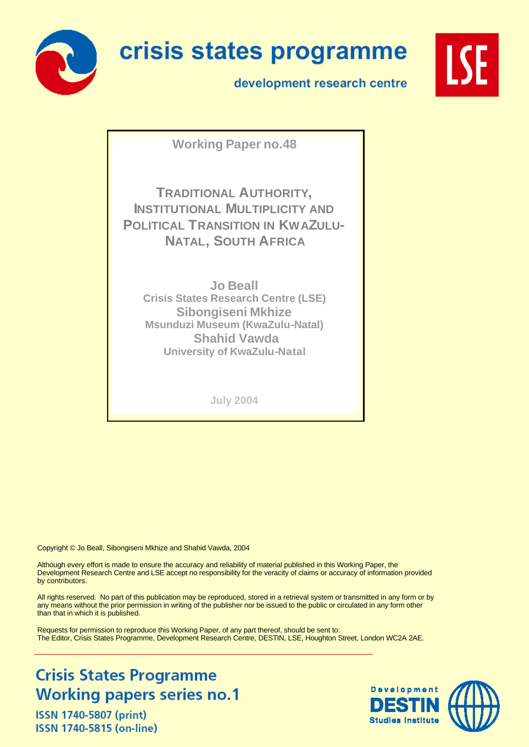crisis states programme

development research centre

Working Paper no.48

# Traditional Authority, Institutional Multiplicity and Political Transition in KwaZulu-Natal, South Africa

**Jo Beall**
Crisis States Research Centre (LSE)

**Sibongiseni Mkhize**
Msunduzi Museum (KwaZulu-Natal)

**Shahid Vawda**
University of KwaZulu-Natal

July 2004

Copyright © Jo Beall, Sibongiseni Mkhize and Shahid Vawda, 2004

Although every effort is made to ensure the accuracy and reliability of material published in this Working Paper, the Development Research Centre and LSE accept no responsibility for the veracity of claims or accuracy of information provided by contributors.

All rights reserved. No part of this publication may be reproduced, stored in a retrieval system or transmitted in any form or by any means without the prior permission in writing of the publisher nor be issued to the public or circulated in any form other than that in which it is published.

Requests for permission to reproduce this Working Paper, of any part thereof, should be sent to:
The Editor, Crisis States Programme, Development Research Centre, DESTIN, LSE, Houghton Street, London WC2A 2AE.

Crisis States Programme
Working papers series no.1

ISSN 1740-5807 (print)
ISSN 1740-5815 (on-line)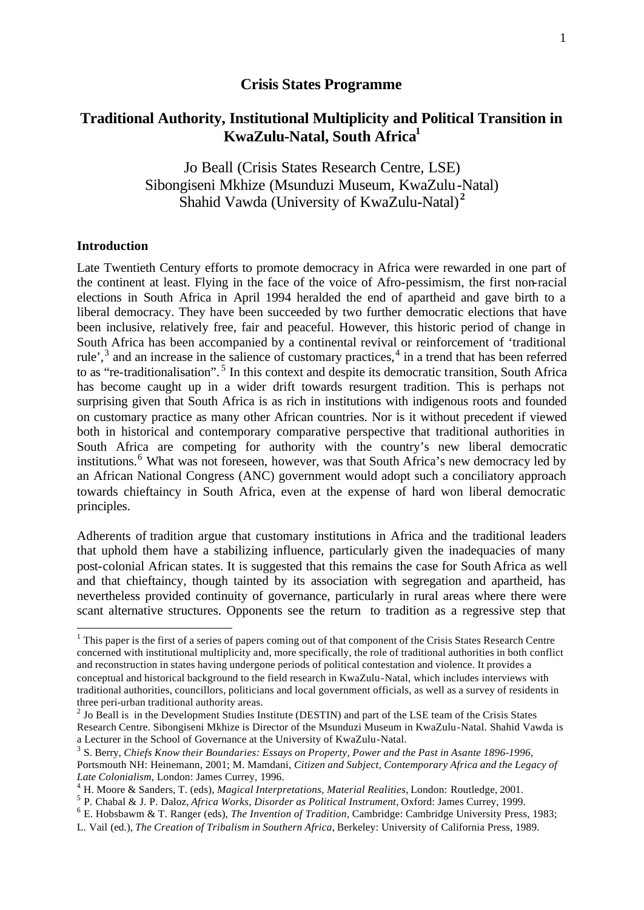**Crisis States Programme**

# Traditional Authority, Institutional Multiplicity and Political Transition in KwaZulu-Natal, South Africa[1]

Jo Beall (Crisis States Research Centre, LSE)
Sibongiseni Mkhize (Msunduzi Museum, KwaZulu-Natal)
Shahid Vawda (University of KwaZulu-Natal)[2]

## Introduction

Late Twentieth Century efforts to promote democracy in Africa were rewarded in one part of the continent at least. Flying in the face of the voice of Afro-pessimism, the first non-racial elections in South Africa in April 1994 heralded the end of apartheid and gave birth to a liberal democracy. They have been succeeded by two further democratic elections that have been inclusive, relatively free, fair and peaceful. However, this historic period of change in South Africa has been accompanied by a continental revival or reinforcement of 'traditional rule',[3] and an increase in the salience of customary practices,[4] in a trend that has been referred to as "re-traditionalisation".[5] In this context and despite its democratic transition, South Africa has become caught up in a wider drift towards resurgent tradition. This is perhaps not surprising given that South Africa is as rich in institutions with indigenous roots and founded on customary practice as many other African countries. Nor is it without precedent if viewed both in historical and contemporary comparative perspective that traditional authorities in South Africa are competing for authority with the country's new liberal democratic institutions.[6] What was not foreseen, however, was that South Africa's new democracy led by an African National Congress (ANC) government would adopt such a conciliatory approach towards chieftaincy in South Africa, even at the expense of hard won liberal democratic principles.

Adherents of tradition argue that customary institutions in Africa and the traditional leaders that uphold them have a stabilizing influence, particularly given the inadequacies of many post-colonial African states. It is suggested that this remains the case for South Africa as well and that chieftaincy, though tainted by its association with segregation and apartheid, has nevertheless provided continuity of governance, particularly in rural areas where there were scant alternative structures. Opponents see the return to tradition as a regressive step that

---

[1] This paper is the first of a series of papers coming out of that component of the Crisis States Research Centre concerned with institutional multiplicity and, more specifically, the role of traditional authorities in both conflict and reconstruction in states having undergone periods of political contestation and violence. It provides a conceptual and historical background to the field research in KwaZulu-Natal, which includes interviews with traditional authorities, councillors, politicians and local government officials, as well as a survey of residents in three peri-urban traditional authority areas.

[2] Jo Beall is in the Development Studies Institute (DESTIN) and part of the LSE team of the Crisis States Research Centre. Sibongiseni Mkhize is Director of the Msunduzi Museum in KwaZulu-Natal. Shahid Vawda is a Lecturer in the School of Governance at the University of KwaZulu-Natal.

[3] S. Berry, *Chiefs Know their Boundaries: Essays on Property, Power and the Past in Asante 1896-1996*, Portsmouth NH: Heinemann, 2001; M. Mamdani, *Citizen and Subject, Contemporary Africa and the Legacy of Late Colonialism*, London: James Currey, 1996.

[4] H. Moore & Sanders, T. (eds), *Magical Interpretations, Material Realities*, London: Routledge, 2001.

[5] P. Chabal & J. P. Daloz, *Africa Works, Disorder as Political Instrument*, Oxford: James Currey, 1999.

[6] E. Hobsbawm & T. Ranger (eds), *The Invention of Tradition*, Cambridge: Cambridge University Press, 1983; L. Vail (ed.), *The Creation of Tribalism in Southern Africa*, Berkeley: University of California Press, 1989.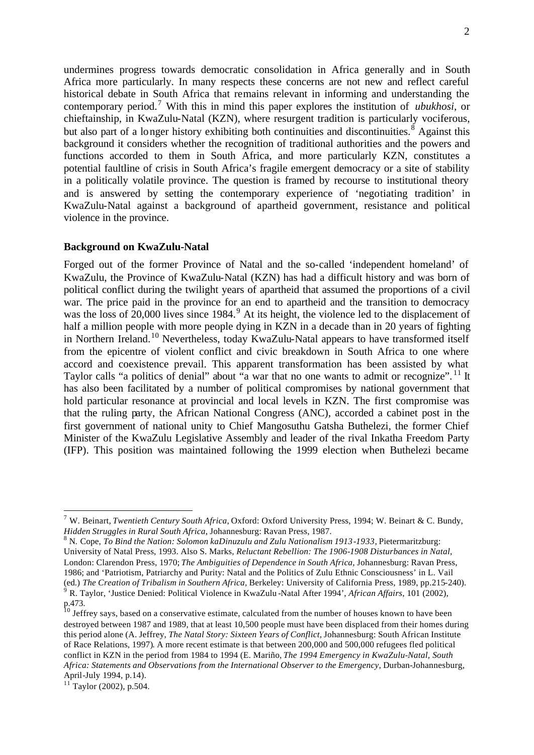undermines progress towards democratic consolidation in Africa generally and in South Africa more particularly. In many respects these concerns are not new and reflect careful historical debate in South Africa that remains relevant in informing and understanding the contemporary period.[7] With this in mind this paper explores the institution of *ubukhosi*, or chieftainship, in KwaZulu-Natal (KZN), where resurgent tradition is particularly vociferous, but also part of a longer history exhibiting both continuities and discontinuities.[8] Against this background it considers whether the recognition of traditional authorities and the powers and functions accorded to them in South Africa, and more particularly KZN, constitutes a potential faultline of crisis in South Africa's fragile emergent democracy or a site of stability in a politically volatile province. The question is framed by recourse to institutional theory and is answered by setting the contemporary experience of 'negotiating tradition' in KwaZulu-Natal against a background of apartheid government, resistance and political violence in the province.

## Background on KwaZulu-Natal

Forged out of the former Province of Natal and the so-called 'independent homeland' of KwaZulu, the Province of KwaZulu-Natal (KZN) has had a difficult history and was born of political conflict during the twilight years of apartheid that assumed the proportions of a civil war. The price paid in the province for an end to apartheid and the transition to democracy was the loss of 20,000 lives since 1984.[9] At its height, the violence led to the displacement of half a million people with more people dying in KZN in a decade than in 20 years of fighting in Northern Ireland.[10] Nevertheless, today KwaZulu-Natal appears to have transformed itself from the epicentre of violent conflict and civic breakdown in South Africa to one where accord and coexistence prevail. This apparent transformation has been assisted by what Taylor calls "a politics of denial" about "a war that no one wants to admit or recognize".[11] It has also been facilitated by a number of political compromises by national government that hold particular resonance at provincial and local levels in KZN. The first compromise was that the ruling party, the African National Congress (ANC), accorded a cabinet post in the first government of national unity to Chief Mangosuthu Gatsha Buthelezi, the former Chief Minister of the KwaZulu Legislative Assembly and leader of the rival Inkatha Freedom Party (IFP). This position was maintained following the 1999 election when Buthelezi became

---

[7] W. Beinart, *Twentieth Century South Africa*, Oxford: Oxford University Press, 1994; W. Beinart & C. Bundy, *Hidden Struggles in Rural South Africa*, Johannesburg: Ravan Press, 1987.

[8] N. Cope, *To Bind the Nation: Solomon kaDinuzulu and Zulu Nationalism 1913-1933*, Pietermaritzburg: University of Natal Press, 1993. Also S. Marks, *Reluctant Rebellion: The 1906-1908 Disturbances in Natal*, London: Clarendon Press, 1970; *The Ambiguities of Dependence in South Africa*, Johannesburg: Ravan Press, 1986; and 'Patriotism, Patriarchy and Purity: Natal and the Politics of Zulu Ethnic Consciousness' in L. Vail (ed.) *The Creation of Tribalism in Southern Africa*, Berkeley: University of California Press, 1989, pp.215-240).

[9] R. Taylor, 'Justice Denied: Political Violence in KwaZulu-Natal After 1994', *African Affairs*, 101 (2002), p.473.

[10] Jeffrey says, based on a conservative estimate, calculated from the number of houses known to have been destroyed between 1987 and 1989, that at least 10,500 people must have been displaced from their homes during this period alone (A. Jeffrey, *The Natal Story: Sixteen Years of Conflict*, Johannesburg: South African Institute of Race Relations, 1997). A more recent estimate is that between 200,000 and 500,000 refugees fled political conflict in KZN in the period from 1984 to 1994 (E. Mariño, *The 1994 Emergency in KwaZulu-Natal, South Africa: Statements and Observations from the International Observer to the Emergency*, Durban-Johannesburg, April-July 1994, p.14).

[11] Taylor (2002), p.504.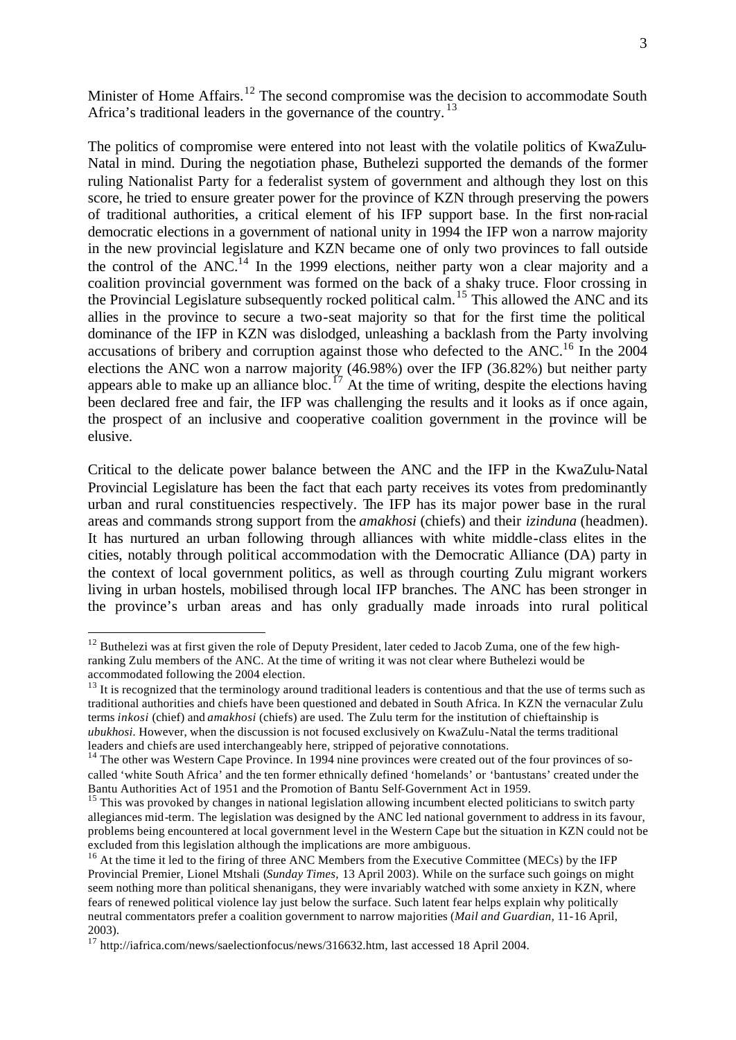Minister of Home Affairs.[12] The second compromise was the decision to accommodate South Africa's traditional leaders in the governance of the country.[13]

The politics of compromise were entered into not least with the volatile politics of KwaZulu-Natal in mind. During the negotiation phase, Buthelezi supported the demands of the former ruling Nationalist Party for a federalist system of government and although they lost on this score, he tried to ensure greater power for the province of KZN through preserving the powers of traditional authorities, a critical element of his IFP support base. In the first non-racial democratic elections in a government of national unity in 1994 the IFP won a narrow majority in the new provincial legislature and KZN became one of only two provinces to fall outside the control of the ANC.[14] In the 1999 elections, neither party won a clear majority and a coalition provincial government was formed on the back of a shaky truce. Floor crossing in the Provincial Legislature subsequently rocked political calm.[15] This allowed the ANC and its allies in the province to secure a two-seat majority so that for the first time the political dominance of the IFP in KZN was dislodged, unleashing a backlash from the Party involving accusations of bribery and corruption against those who defected to the ANC.[16] In the 2004 elections the ANC won a narrow majority (46.98%) over the IFP (36.82%) but neither party appears able to make up an alliance bloc.[17] At the time of writing, despite the elections having been declared free and fair, the IFP was challenging the results and it looks as if once again, the prospect of an inclusive and cooperative coalition government in the province will be elusive.

Critical to the delicate power balance between the ANC and the IFP in the KwaZulu-Natal Provincial Legislature has been the fact that each party receives its votes from predominantly urban and rural constituencies respectively. The IFP has its major power base in the rural areas and commands strong support from the *amakhosi* (chiefs) and their *izinduna* (headmen). It has nurtured an urban following through alliances with white middle-class elites in the cities, notably through political accommodation with the Democratic Alliance (DA) party in the context of local government politics, as well as through courting Zulu migrant workers living in urban hostels, mobilised through local IFP branches. The ANC has been stronger in the province's urban areas and has only gradually made inroads into rural political

---

[12] Buthelezi was at first given the role of Deputy President, later ceded to Jacob Zuma, one of the few high-ranking Zulu members of the ANC. At the time of writing it was not clear where Buthelezi would be accommodated following the 2004 election.

[13] It is recognized that the terminology around traditional leaders is contentious and that the use of terms such as traditional authorities and chiefs have been questioned and debated in South Africa. In KZN the vernacular Zulu terms *inkosi* (chief) and *amakhosi* (chiefs) are used. The Zulu term for the institution of chieftainship is *ubukhosi*. However, when the discussion is not focused exclusively on KwaZulu-Natal the terms traditional leaders and chiefs are used interchangeably here, stripped of pejorative connotations.

[14] The other was Western Cape Province. In 1994 nine provinces were created out of the four provinces of so-called 'white South Africa' and the ten former ethnically defined 'homelands' or 'bantustans' created under the Bantu Authorities Act of 1951 and the Promotion of Bantu Self-Government Act in 1959.

[15] This was provoked by changes in national legislation allowing incumbent elected politicians to switch party allegiances mid-term. The legislation was designed by the ANC led national government to address in its favour, problems being encountered at local government level in the Western Cape but the situation in KZN could not be excluded from this legislation although the implications are more ambiguous.

[16] At the time it led to the firing of three ANC Members from the Executive Committee (MECs) by the IFP Provincial Premier, Lionel Mtshali (*Sunday Times,* 13 April 2003). While on the surface such goings on might seem nothing more than political shenanigans, they were invariably watched with some anxiety in KZN, where fears of renewed political violence lay just below the surface. Such latent fear helps explain why politically neutral commentators prefer a coalition government to narrow majorities (*Mail and Guardian,* 11-16 April, 2003).

[17] http://iafrica.com/news/saelectionfocus/news/316632.htm, last accessed 18 April 2004.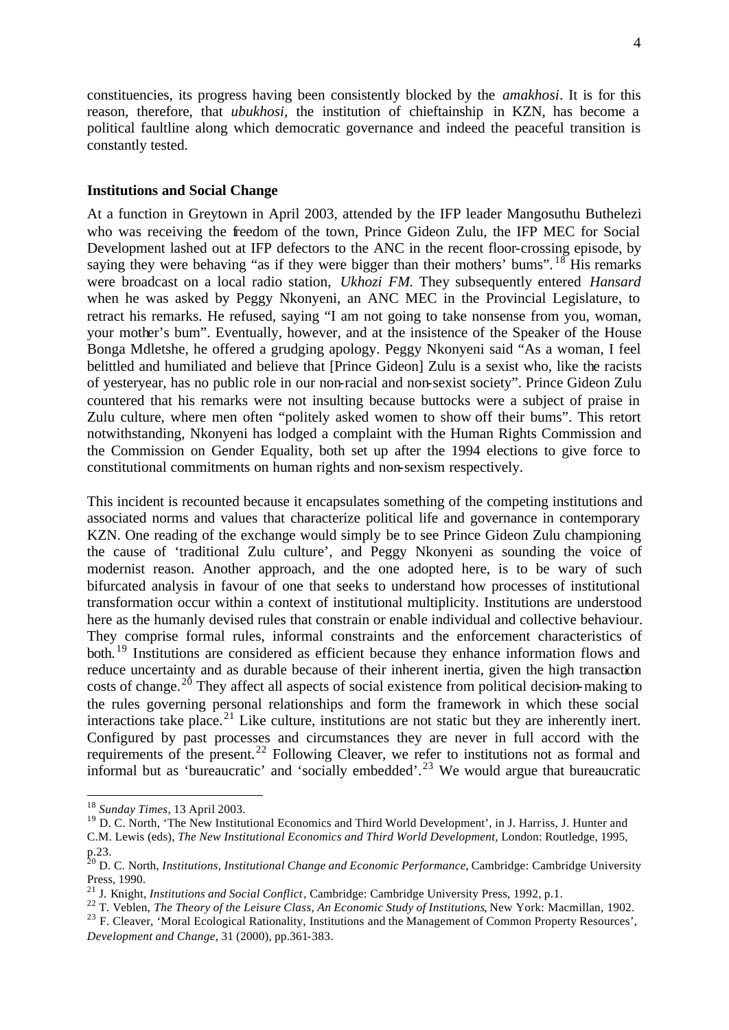constituencies, its progress having been consistently blocked by the *amakhosi*. It is for this reason, therefore, that *ubukhosi*, the institution of chieftainship in KZN, has become a political faultline along which democratic governance and indeed the peaceful transition is constantly tested.

**Institutions and Social Change**

At a function in Greytown in April 2003, attended by the IFP leader Mangosuthu Buthelezi who was receiving the freedom of the town, Prince Gideon Zulu, the IFP MEC for Social Development lashed out at IFP defectors to the ANC in the recent floor-crossing episode, by saying they were behaving "as if they were bigger than their mothers' bums".[18] His remarks were broadcast on a local radio station, *Ukhozi FM*. They subsequently entered *Hansard* when he was asked by Peggy Nkonyeni, an ANC MEC in the Provincial Legislature, to retract his remarks. He refused, saying "I am not going to take nonsense from you, woman, your mother's bum". Eventually, however, and at the insistence of the Speaker of the House Bonga Mdletshe, he offered a grudging apology. Peggy Nkonyeni said "As a woman, I feel belittled and humiliated and believe that [Prince Gideon] Zulu is a sexist who, like the racists of yesteryear, has no public role in our non-racial and non-sexist society". Prince Gideon Zulu countered that his remarks were not insulting because buttocks were a subject of praise in Zulu culture, where men often "politely asked women to show off their bums". This retort notwithstanding, Nkonyeni has lodged a complaint with the Human Rights Commission and the Commission on Gender Equality, both set up after the 1994 elections to give force to constitutional commitments on human rights and non-sexism respectively.

This incident is recounted because it encapsulates something of the competing institutions and associated norms and values that characterize political life and governance in contemporary KZN. One reading of the exchange would simply be to see Prince Gideon Zulu championing the cause of 'traditional Zulu culture', and Peggy Nkonyeni as sounding the voice of modernist reason. Another approach, and the one adopted here, is to be wary of such bifurcated analysis in favour of one that seeks to understand how processes of institutional transformation occur within a context of institutional multiplicity. Institutions are understood here as the humanly devised rules that constrain or enable individual and collective behaviour. They comprise formal rules, informal constraints and the enforcement characteristics of both.[19] Institutions are considered as efficient because they enhance information flows and reduce uncertainty and as durable because of their inherent inertia, given the high transaction costs of change.[20] They affect all aspects of social existence from political decision-making to the rules governing personal relationships and form the framework in which these social interactions take place.[21] Like culture, institutions are not static but they are inherently inert. Configured by past processes and circumstances they are never in full accord with the requirements of the present.[22] Following Cleaver, we refer to institutions not as formal and informal but as 'bureaucratic' and 'socially embedded'.[23] We would argue that bureaucratic

[18] *Sunday Times*, 13 April 2003.

[19] D. C. North, 'The New Institutional Economics and Third World Development', in J. Harriss, J. Hunter and C.M. Lewis (eds), *The New Institutional Economics and Third World Development*, London: Routledge, 1995, p.23.

[20] D. C. North, *Institutions, Institutional Change and Economic Performance*, Cambridge: Cambridge University Press, 1990.

[21] J. Knight, *Institutions and Social Conflict*, Cambridge: Cambridge University Press, 1992, p.1.

[22] T. Veblen, *The Theory of the Leisure Class, An Economic Study of Institutions*, New York: Macmillan, 1902.

[23] F. Cleaver, 'Moral Ecological Rationality, Institutions and the Management of Common Property Resources', *Development and Change*, 31 (2000), pp.361-383.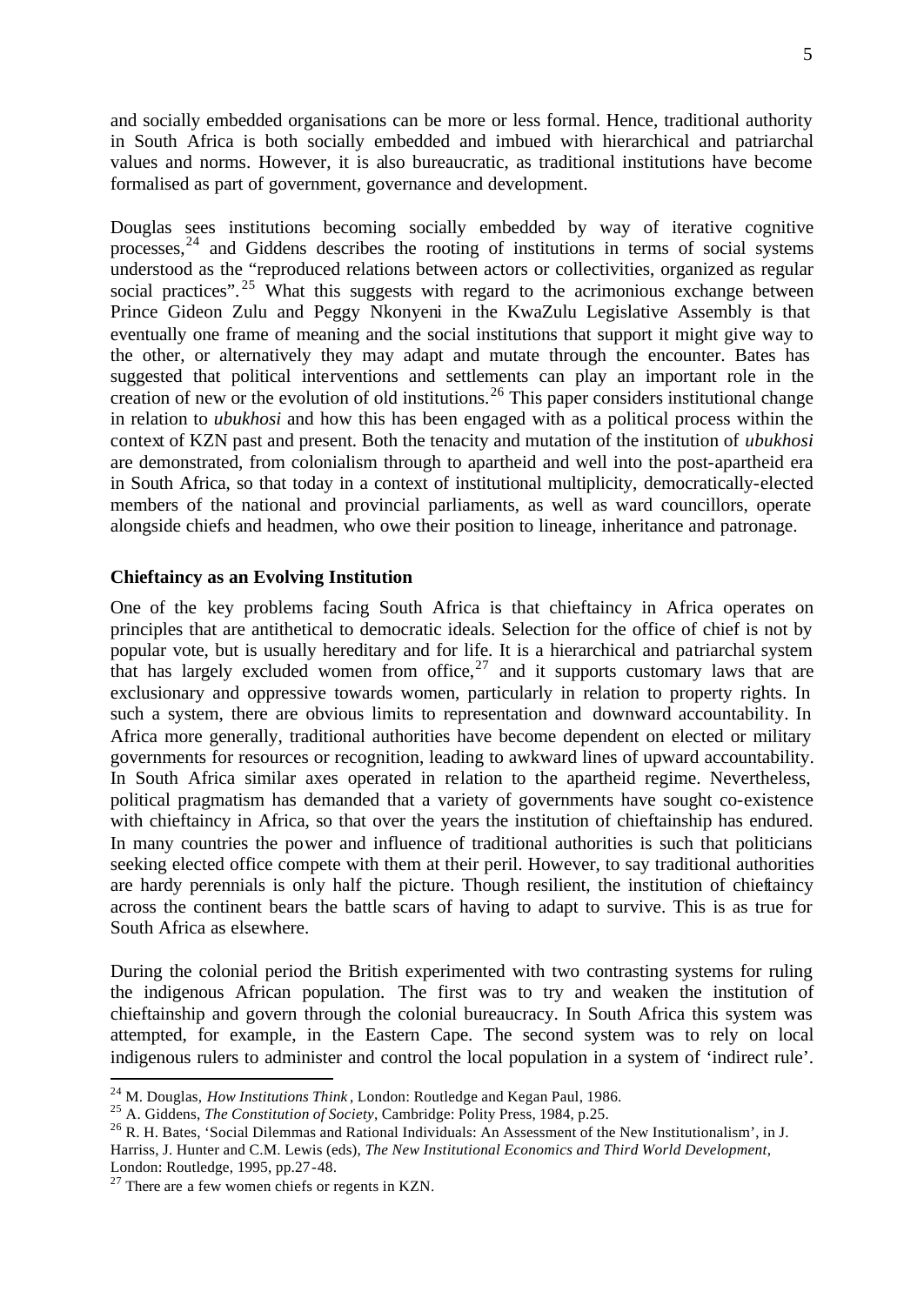and socially embedded organisations can be more or less formal. Hence, traditional authority in South Africa is both socially embedded and imbued with hierarchical and patriarchal values and norms. However, it is also bureaucratic, as traditional institutions have become formalised as part of government, governance and development.

Douglas sees institutions becoming socially embedded by way of iterative cognitive processes,[24] and Giddens describes the rooting of institutions in terms of social systems understood as the "reproduced relations between actors or collectivities, organized as regular social practices".[25] What this suggests with regard to the acrimonious exchange between Prince Gideon Zulu and Peggy Nkonyeni in the KwaZulu Legislative Assembly is that eventually one frame of meaning and the social institutions that support it might give way to the other, or alternatively they may adapt and mutate through the encounter. Bates has suggested that political interventions and settlements can play an important role in the creation of new or the evolution of old institutions.[26] This paper considers institutional change in relation to *ubukhosi* and how this has been engaged with as a political process within the context of KZN past and present. Both the tenacity and mutation of the institution of *ubukhosi* are demonstrated, from colonialism through to apartheid and well into the post-apartheid era in South Africa, so that today in a context of institutional multiplicity, democratically-elected members of the national and provincial parliaments, as well as ward councillors, operate alongside chiefs and headmen, who owe their position to lineage, inheritance and patronage.

**Chieftaincy as an Evolving Institution**

One of the key problems facing South Africa is that chieftaincy in Africa operates on principles that are antithetical to democratic ideals. Selection for the office of chief is not by popular vote, but is usually hereditary and for life. It is a hierarchical and patriarchal system that has largely excluded women from office,[27] and it supports customary laws that are exclusionary and oppressive towards women, particularly in relation to property rights. In such a system, there are obvious limits to representation and downward accountability. In Africa more generally, traditional authorities have become dependent on elected or military governments for resources or recognition, leading to awkward lines of upward accountability. In South Africa similar axes operated in relation to the apartheid regime. Nevertheless, political pragmatism has demanded that a variety of governments have sought co-existence with chieftaincy in Africa, so that over the years the institution of chieftainship has endured. In many countries the power and influence of traditional authorities is such that politicians seeking elected office compete with them at their peril. However, to say traditional authorities are hardy perennials is only half the picture. Though resilient, the institution of chieftaincy across the continent bears the battle scars of having to adapt to survive. This is as true for South Africa as elsewhere.

During the colonial period the British experimented with two contrasting systems for ruling the indigenous African population. The first was to try and weaken the institution of chieftainship and govern through the colonial bureaucracy. In South Africa this system was attempted, for example, in the Eastern Cape. The second system was to rely on local indigenous rulers to administer and control the local population in a system of 'indirect rule'.

---

[24] M. Douglas, *How Institutions Think*, London: Routledge and Kegan Paul, 1986.

[25] A. Giddens, *The Constitution of Society*, Cambridge: Polity Press, 1984, p.25.

[26] R. H. Bates, 'Social Dilemmas and Rational Individuals: An Assessment of the New Institutionalism', in J. Harriss, J. Hunter and C.M. Lewis (eds), *The New Institutional Economics and Third World Development*, London: Routledge, 1995, pp.27-48.

[27] There are a few women chiefs or regents in KZN.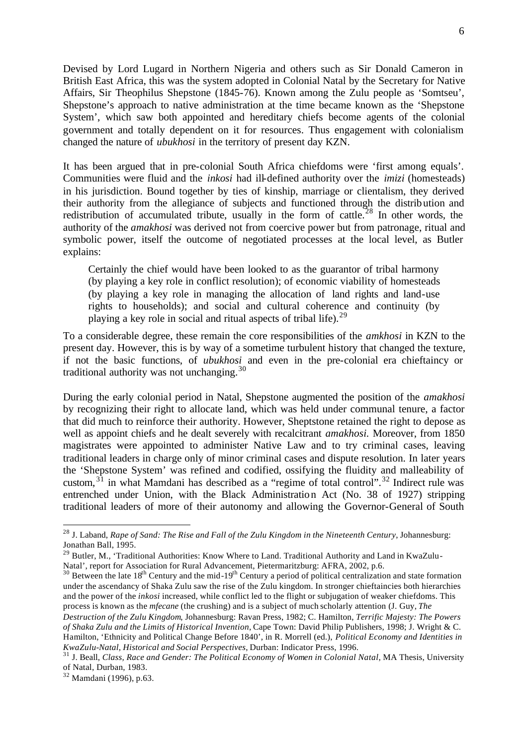Devised by Lord Lugard in Northern Nigeria and others such as Sir Donald Cameron in British East Africa, this was the system adopted in Colonial Natal by the Secretary for Native Affairs, Sir Theophilus Shepstone (1845-76). Known among the Zulu people as 'Somtseu', Shepstone's approach to native administration at the time became known as the 'Shepstone System', which saw both appointed and hereditary chiefs become agents of the colonial government and totally dependent on it for resources. Thus engagement with colonialism changed the nature of *ubukhosi* in the territory of present day KZN.

It has been argued that in pre-colonial South Africa chiefdoms were 'first among equals'. Communities were fluid and the *inkosi* had ill-defined authority over the *imizi* (homesteads) in his jurisdiction. Bound together by ties of kinship, marriage or clientalism, they derived their authority from the allegiance of subjects and functioned through the distribution and redistribution of accumulated tribute, usually in the form of cattle.[28] In other words, the authority of the *amakhosi* was derived not from coercive power but from patronage, ritual and symbolic power, itself the outcome of negotiated processes at the local level, as Butler explains:

> Certainly the chief would have been looked to as the guarantor of tribal harmony (by playing a key role in conflict resolution); of economic viability of homesteads (by playing a key role in managing the allocation of land rights and land-use rights to households); and social and cultural coherence and continuity (by playing a key role in social and ritual aspects of tribal life).[29]

To a considerable degree, these remain the core responsibilities of the *amkhosi* in KZN to the present day. However, this is by way of a sometime turbulent history that changed the texture, if not the basic functions, of *ubukhosi* and even in the pre-colonial era chieftaincy or traditional authority was not unchanging.[30]

During the early colonial period in Natal, Shepstone augmented the position of the *amakhosi* by recognizing their right to allocate land, which was held under communal tenure, a factor that did much to reinforce their authority. However, Sheptstone retained the right to depose as well as appoint chiefs and he dealt severely with recalcitrant *amakhosi*. Moreover, from 1850 magistrates were appointed to administer Native Law and to try criminal cases, leaving traditional leaders in charge only of minor criminal cases and dispute resolution. In later years the 'Shepstone System' was refined and codified, ossifying the fluidity and malleability of custom,[31] in what Mamdani has described as a "regime of total control".[32] Indirect rule was entrenched under Union, with the Black Administration Act (No. 38 of 1927) stripping traditional leaders of more of their autonomy and allowing the Governor-General of South

---

[28] J. Laband, *Rape of Sand: The Rise and Fall of the Zulu Kingdom in the Nineteenth Century*, Johannesburg: Jonathan Ball, 1995.

[29] Butler, M., 'Traditional Authorities: Know Where to Land. Traditional Authority and Land in KwaZulu-Natal', report for Association for Rural Advancement, Pietermaritzburg: AFRA, 2002, p.6.

[30] Between the late 18th Century and the mid-19th Century a period of political centralization and state formation under the ascendancy of Shaka Zulu saw the rise of the Zulu kingdom. In stronger chieftaincies both hierarchies and the power of the *inkosi* increased, while conflict led to the flight or subjugation of weaker chiefdoms. This process is known as the *mfecane* (the crushing) and is a subject of much scholarly attention (J. Guy, *The Destruction of the Zulu Kingdom*, Johannesburg: Ravan Press, 1982; C. Hamilton, *Terrific Majesty: The Powers of Shaka Zulu and the Limits of Historical Invention*, Cape Town: David Philip Publishers, 1998; J. Wright & C. Hamilton, 'Ethnicity and Political Change Before 1840', in R. Morrell (ed.), *Political Economy and Identities in KwaZulu-Natal, Historical and Social Perspectives*, Durban: Indicator Press, 1996.

[31] J. Beall, *Class, Race and Gender: The Political Economy of Women in Colonial Natal*, MA Thesis, University of Natal, Durban, 1983.

[32] Mamdani (1996), p.63.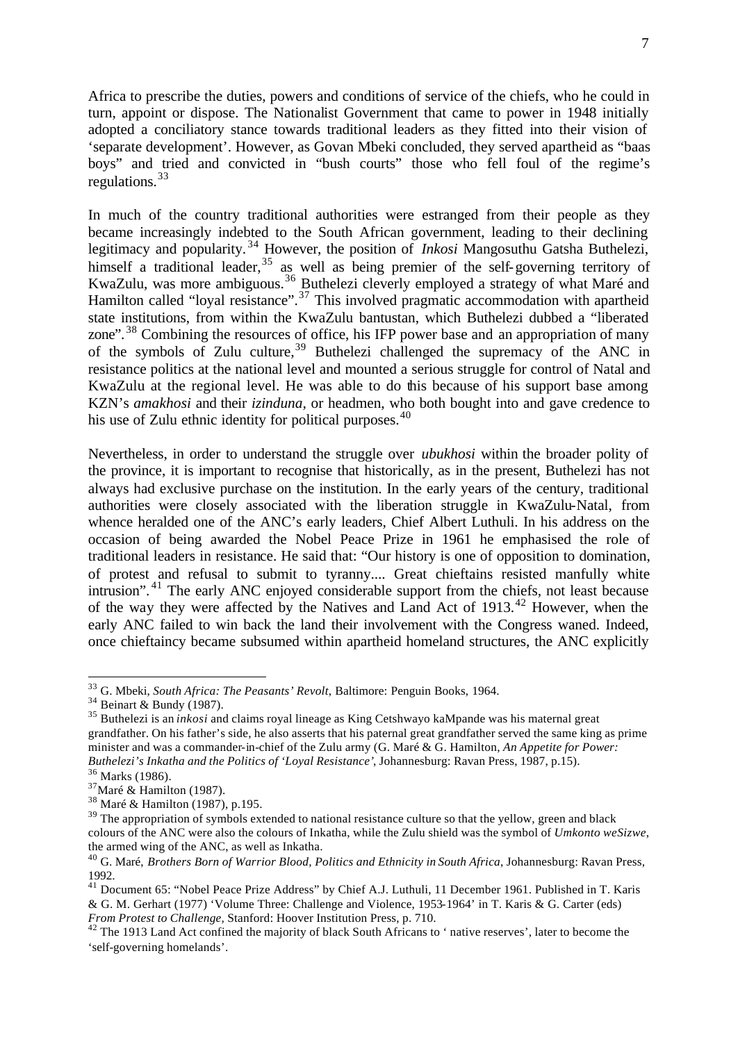Africa to prescribe the duties, powers and conditions of service of the chiefs, who he could in turn, appoint or dispose. The Nationalist Government that came to power in 1948 initially adopted a conciliatory stance towards traditional leaders as they fitted into their vision of 'separate development'. However, as Govan Mbeki concluded, they served apartheid as "baas boys" and tried and convicted in "bush courts" those who fell foul of the regime's regulations.[33]

In much of the country traditional authorities were estranged from their people as they became increasingly indebted to the South African government, leading to their declining legitimacy and popularity.[34] However, the position of *Inkosi* Mangosuthu Gatsha Buthelezi, himself a traditional leader,[35] as well as being premier of the self-governing territory of KwaZulu, was more ambiguous.[36] Buthelezi cleverly employed a strategy of what Maré and Hamilton called "loyal resistance".[37] This involved pragmatic accommodation with apartheid state institutions, from within the KwaZulu bantustan, which Buthelezi dubbed a "liberated zone".[38] Combining the resources of office, his IFP power base and an appropriation of many of the symbols of Zulu culture,[39] Buthelezi challenged the supremacy of the ANC in resistance politics at the national level and mounted a serious struggle for control of Natal and KwaZulu at the regional level. He was able to do this because of his support base among KZN's *amakhosi* and their *izinduna*, or headmen, who both bought into and gave credence to his use of Zulu ethnic identity for political purposes.[40]

Nevertheless, in order to understand the struggle over *ubukhosi* within the broader polity of the province, it is important to recognise that historically, as in the present, Buthelezi has not always had exclusive purchase on the institution. In the early years of the century, traditional authorities were closely associated with the liberation struggle in KwaZulu-Natal, from whence heralded one of the ANC's early leaders, Chief Albert Luthuli. In his address on the occasion of being awarded the Nobel Peace Prize in 1961 he emphasised the role of traditional leaders in resistance. He said that: "Our history is one of opposition to domination, of protest and refusal to submit to tyranny.... Great chieftains resisted manfully white intrusion".[41] The early ANC enjoyed considerable support from the chiefs, not least because of the way they were affected by the Natives and Land Act of 1913.[42] However, when the early ANC failed to win back the land their involvement with the Congress waned. Indeed, once chieftaincy became subsumed within apartheid homeland structures, the ANC explicitly

---

[33] G. Mbeki, *South Africa: The Peasants' Revolt*, Baltimore: Penguin Books, 1964.

[34] Beinart & Bundy (1987).

[35] Buthelezi is an *inkosi* and claims royal lineage as King Cetshwayo kaMpande was his maternal great grandfather. On his father's side, he also asserts that his paternal great grandfather served the same king as prime minister and was a commander-in-chief of the Zulu army (G. Maré & G. Hamilton, *An Appetite for Power: Buthelezi's Inkatha and the Politics of 'Loyal Resistance'*, Johannesburg: Ravan Press, 1987, p.15).

[36] Marks (1986).

[37] Maré & Hamilton (1987).

[38] Maré & Hamilton (1987), p.195.

[39] The appropriation of symbols extended to national resistance culture so that the yellow, green and black colours of the ANC were also the colours of Inkatha, while the Zulu shield was the symbol of *Umkonto weSizwe*, the armed wing of the ANC, as well as Inkatha.

[40] G. Maré, *Brothers Born of Warrior Blood, Politics and Ethnicity in South Africa*, Johannesburg: Ravan Press, 1992.

[41] Document 65: "Nobel Peace Prize Address" by Chief A.J. Luthuli, 11 December 1961. Published in T. Karis & G. M. Gerhart (1977) 'Volume Three: Challenge and Violence, 1953-1964' in T. Karis & G. Carter (eds) *From Protest to Challenge*, Stanford: Hoover Institution Press, p. 710.

[42] The 1913 Land Act confined the majority of black South Africans to ' native reserves', later to become the 'self-governing homelands'.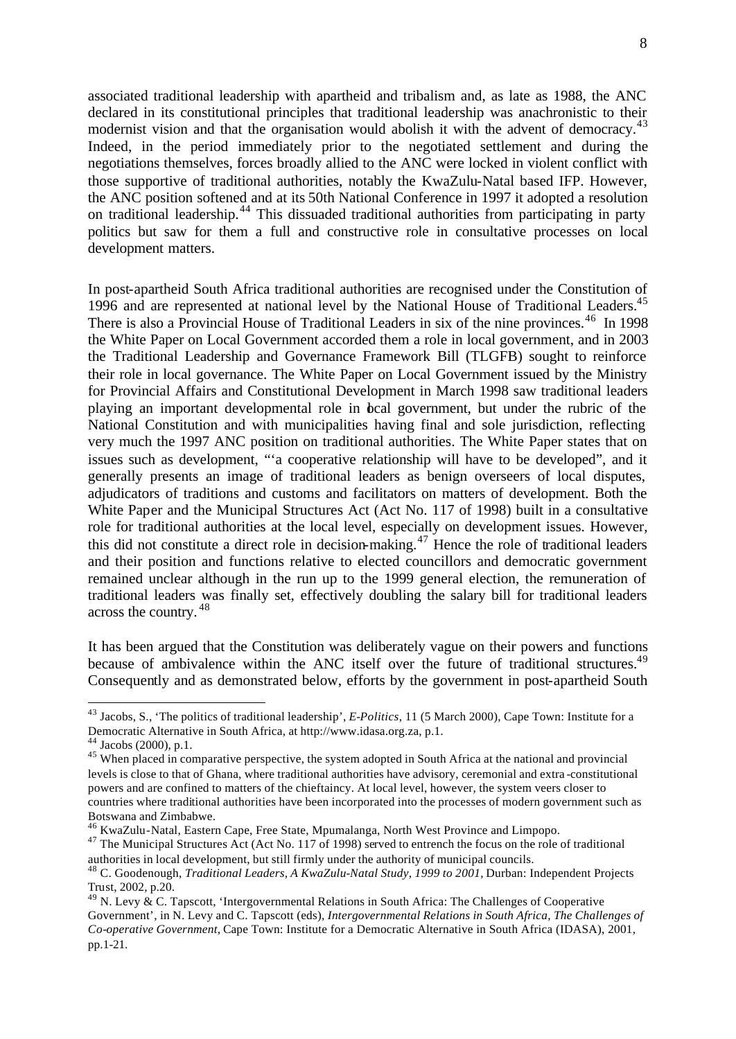associated traditional leadership with apartheid and tribalism and, as late as 1988, the ANC declared in its constitutional principles that traditional leadership was anachronistic to their modernist vision and that the organisation would abolish it with the advent of democracy.[43] Indeed, in the period immediately prior to the negotiated settlement and during the negotiations themselves, forces broadly allied to the ANC were locked in violent conflict with those supportive of traditional authorities, notably the KwaZulu-Natal based IFP. However, the ANC position softened and at its 50th National Conference in 1997 it adopted a resolution on traditional leadership.[44] This dissuaded traditional authorities from participating in party politics but saw for them a full and constructive role in consultative processes on local development matters.

In post-apartheid South Africa traditional authorities are recognised under the Constitution of 1996 and are represented at national level by the National House of Traditional Leaders.[45] There is also a Provincial House of Traditional Leaders in six of the nine provinces.[46] In 1998 the White Paper on Local Government accorded them a role in local government, and in 2003 the Traditional Leadership and Governance Framework Bill (TLGFB) sought to reinforce their role in local governance. The White Paper on Local Government issued by the Ministry for Provincial Affairs and Constitutional Development in March 1998 saw traditional leaders playing an important developmental role in local government, but under the rubric of the National Constitution and with municipalities having final and sole jurisdiction, reflecting very much the 1997 ANC position on traditional authorities. The White Paper states that on issues such as development, "'a cooperative relationship will have to be developed", and it generally presents an image of traditional leaders as benign overseers of local disputes, adjudicators of traditions and customs and facilitators on matters of development. Both the White Paper and the Municipal Structures Act (Act No. 117 of 1998) built in a consultative role for traditional authorities at the local level, especially on development issues. However, this did not constitute a direct role in decision-making.[47] Hence the role of traditional leaders and their position and functions relative to elected councillors and democratic government remained unclear although in the run up to the 1999 general election, the remuneration of traditional leaders was finally set, effectively doubling the salary bill for traditional leaders across the country.[48]

It has been argued that the Constitution was deliberately vague on their powers and functions because of ambivalence within the ANC itself over the future of traditional structures.[49] Consequently and as demonstrated below, efforts by the government in post-apartheid South

---

[43] Jacobs, S., 'The politics of traditional leadership', *E-Politics*, 11 (5 March 2000), Cape Town: Institute for a Democratic Alternative in South Africa, at http://www.idasa.org.za, p.1.

[44] Jacobs (2000), p.1.

[45] When placed in comparative perspective, the system adopted in South Africa at the national and provincial levels is close to that of Ghana, where traditional authorities have advisory, ceremonial and extra-constitutional powers and are confined to matters of the chieftaincy. At local level, however, the system veers closer to countries where traditional authorities have been incorporated into the processes of modern government such as Botswana and Zimbabwe.

[46] KwaZulu-Natal, Eastern Cape, Free State, Mpumalanga, North West Province and Limpopo.

[47] The Municipal Structures Act (Act No. 117 of 1998) served to entrench the focus on the role of traditional authorities in local development, but still firmly under the authority of municipal councils.

[48] C. Goodenough, *Traditional Leaders, A KwaZulu-Natal Study, 1999 to 2001*, Durban: Independent Projects Trust, 2002, p.20.

[49] N. Levy & C. Tapscott, 'Intergovernmental Relations in South Africa: The Challenges of Cooperative Government', in N. Levy and C. Tapscott (eds), *Intergovernmental Relations in South Africa, The Challenges of Co-operative Government*, Cape Town: Institute for a Democratic Alternative in South Africa (IDASA), 2001, pp.1-21.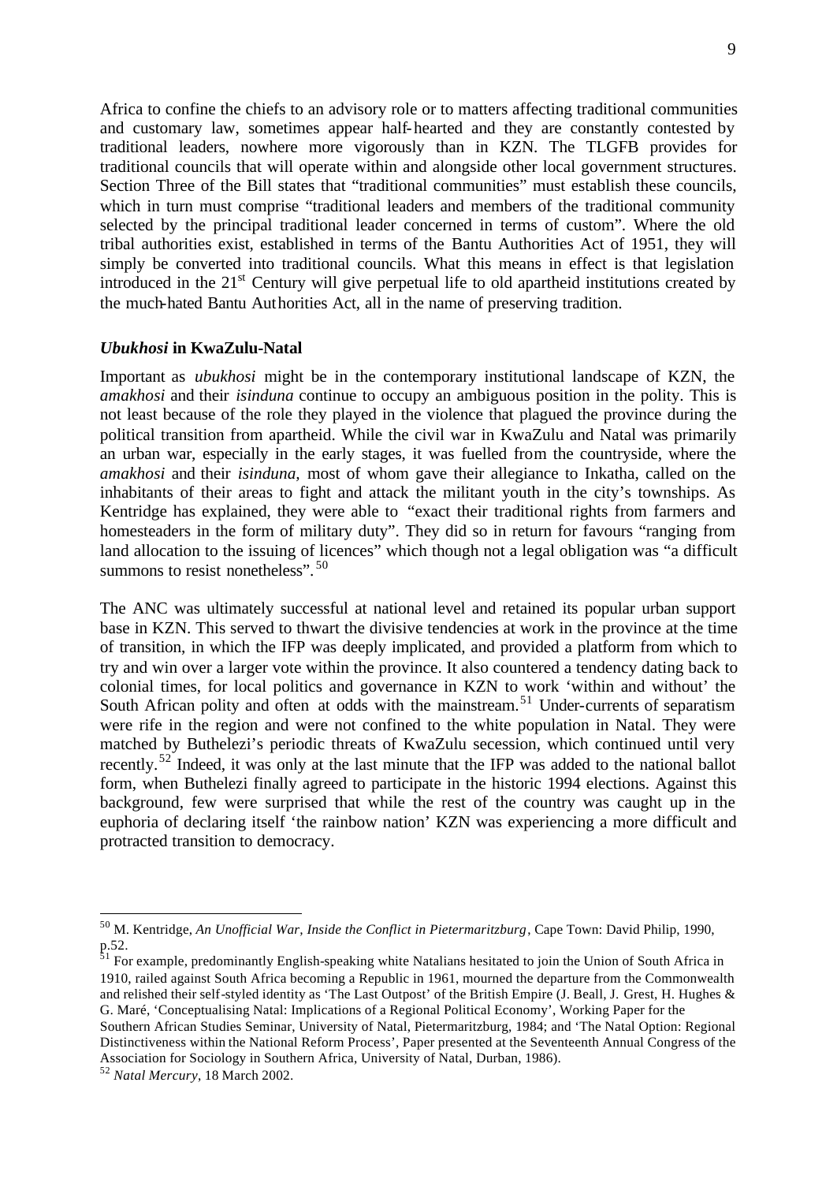Africa to confine the chiefs to an advisory role or to matters affecting traditional communities and customary law, sometimes appear half-hearted and they are constantly contested by traditional leaders, nowhere more vigorously than in KZN. The TLGFB provides for traditional councils that will operate within and alongside other local government structures. Section Three of the Bill states that "traditional communities" must establish these councils, which in turn must comprise "traditional leaders and members of the traditional community selected by the principal traditional leader concerned in terms of custom". Where the old tribal authorities exist, established in terms of the Bantu Authorities Act of 1951, they will simply be converted into traditional councils. What this means in effect is that legislation introduced in the 21st Century will give perpetual life to old apartheid institutions created by the much-hated Bantu Authorities Act, all in the name of preserving tradition.

### ***Ubukhosi*** **in KwaZulu-Natal**

Important as *ubukhosi* might be in the contemporary institutional landscape of KZN, the *amakhosi* and their *isinduna* continue to occupy an ambiguous position in the polity. This is not least because of the role they played in the violence that plagued the province during the political transition from apartheid. While the civil war in KwaZulu and Natal was primarily an urban war, especially in the early stages, it was fuelled from the countryside, where the *amakhosi* and their *isinduna*, most of whom gave their allegiance to Inkatha, called on the inhabitants of their areas to fight and attack the militant youth in the city's townships. As Kentridge has explained, they were able to "exact their traditional rights from farmers and homesteaders in the form of military duty". They did so in return for favours "ranging from land allocation to the issuing of licences" which though not a legal obligation was "a difficult summons to resist nonetheless".[50]

The ANC was ultimately successful at national level and retained its popular urban support base in KZN. This served to thwart the divisive tendencies at work in the province at the time of transition, in which the IFP was deeply implicated, and provided a platform from which to try and win over a larger vote within the province. It also countered a tendency dating back to colonial times, for local politics and governance in KZN to work 'within and without' the South African polity and often at odds with the mainstream.[51] Under-currents of separatism were rife in the region and were not confined to the white population in Natal. They were matched by Buthelezi's periodic threats of KwaZulu secession, which continued until very recently.[52] Indeed, it was only at the last minute that the IFP was added to the national ballot form, when Buthelezi finally agreed to participate in the historic 1994 elections. Against this background, few were surprised that while the rest of the country was caught up in the euphoria of declaring itself 'the rainbow nation' KZN was experiencing a more difficult and protracted transition to democracy.

---

[50] M. Kentridge, *An Unofficial War, Inside the Conflict in Pietermaritzburg*, Cape Town: David Philip, 1990, p.52.

[51] For example, predominantly English-speaking white Natalians hesitated to join the Union of South Africa in 1910, railed against South Africa becoming a Republic in 1961, mourned the departure from the Commonwealth and relished their self-styled identity as 'The Last Outpost' of the British Empire (J. Beall, J. Grest, H. Hughes & G. Maré, 'Conceptualising Natal: Implications of a Regional Political Economy', Working Paper for the Southern African Studies Seminar, University of Natal, Pietermaritzburg, 1984; and 'The Natal Option: Regional Distinctiveness within the National Reform Process', Paper presented at the Seventeenth Annual Congress of the Association for Sociology in Southern Africa, University of Natal, Durban, 1986).

[52] *Natal Mercury*, 18 March 2002.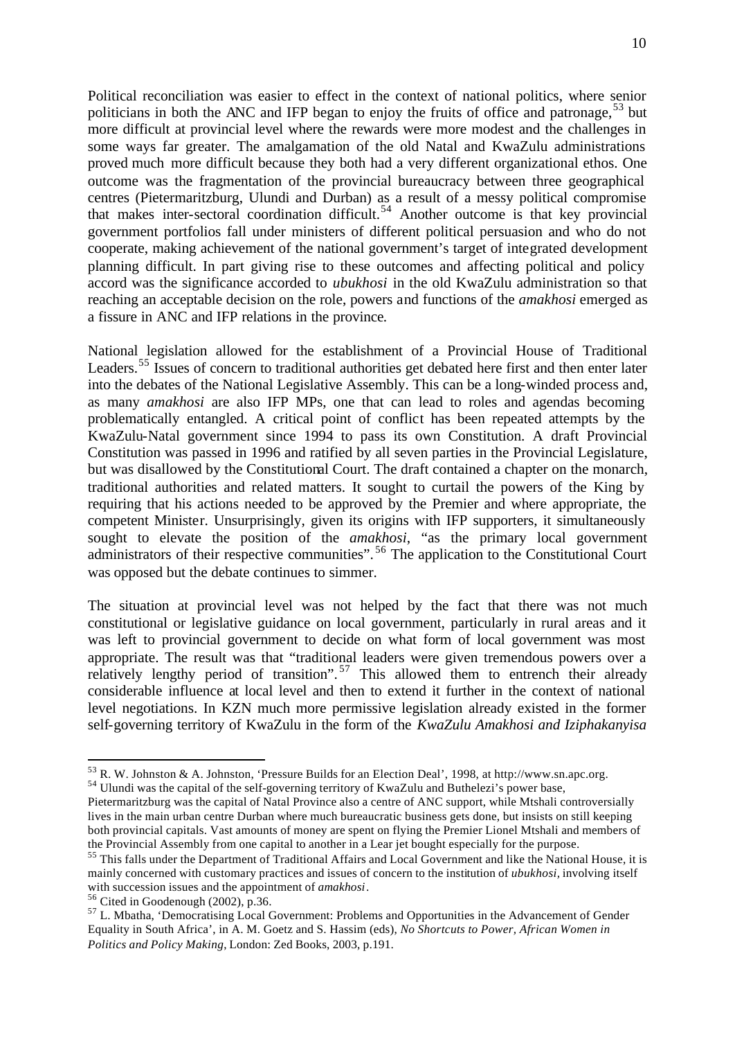Political reconciliation was easier to effect in the context of national politics, where senior politicians in both the ANC and IFP began to enjoy the fruits of office and patronage,[53] but more difficult at provincial level where the rewards were more modest and the challenges in some ways far greater. The amalgamation of the old Natal and KwaZulu administrations proved much more difficult because they both had a very different organizational ethos. One outcome was the fragmentation of the provincial bureaucracy between three geographical centres (Pietermaritzburg, Ulundi and Durban) as a result of a messy political compromise that makes inter-sectoral coordination difficult.[54] Another outcome is that key provincial government portfolios fall under ministers of different political persuasion and who do not cooperate, making achievement of the national government's target of integrated development planning difficult. In part giving rise to these outcomes and affecting political and policy accord was the significance accorded to *ubukhosi* in the old KwaZulu administration so that reaching an acceptable decision on the role, powers and functions of the *amakhosi* emerged as a fissure in ANC and IFP relations in the province.

National legislation allowed for the establishment of a Provincial House of Traditional Leaders.[55] Issues of concern to traditional authorities get debated here first and then enter later into the debates of the National Legislative Assembly. This can be a long-winded process and, as many *amakhosi* are also IFP MPs, one that can lead to roles and agendas becoming problematically entangled. A critical point of conflict has been repeated attempts by the KwaZulu-Natal government since 1994 to pass its own Constitution. A draft Provincial Constitution was passed in 1996 and ratified by all seven parties in the Provincial Legislature, but was disallowed by the Constitutional Court. The draft contained a chapter on the monarch, traditional authorities and related matters. It sought to curtail the powers of the King by requiring that his actions needed to be approved by the Premier and where appropriate, the competent Minister. Unsurprisingly, given its origins with IFP supporters, it simultaneously sought to elevate the position of the *amakhosi*, "as the primary local government administrators of their respective communities".[56] The application to the Constitutional Court was opposed but the debate continues to simmer.

The situation at provincial level was not helped by the fact that there was not much constitutional or legislative guidance on local government, particularly in rural areas and it was left to provincial government to decide on what form of local government was most appropriate. The result was that "traditional leaders were given tremendous powers over a relatively lengthy period of transition".[57] This allowed them to entrench their already considerable influence at local level and then to extend it further in the context of national level negotiations. In KZN much more permissive legislation already existed in the former self-governing territory of KwaZulu in the form of the *KwaZulu Amakhosi and Iziphakanyisa*

---

[53] R. W. Johnston & A. Johnston, 'Pressure Builds for an Election Deal', 1998, at http://www.sn.apc.org.

[54] Ulundi was the capital of the self-governing territory of KwaZulu and Buthelezi's power base, Pietermaritzburg was the capital of Natal Province also a centre of ANC support, while Mtshali controversially lives in the main urban centre Durban where much bureaucratic business gets done, but insists on still keeping both provincial capitals. Vast amounts of money are spent on flying the Premier Lionel Mtshali and members of the Provincial Assembly from one capital to another in a Lear jet bought especially for the purpose.

[55] This falls under the Department of Traditional Affairs and Local Government and like the National House, it is mainly concerned with customary practices and issues of concern to the institution of *ubukhosi*, involving itself with succession issues and the appointment of *amakhosi*.

[56] Cited in Goodenough (2002), p.36.

[57] L. Mbatha, 'Democratising Local Government: Problems and Opportunities in the Advancement of Gender Equality in South Africa', in A. M. Goetz and S. Hassim (eds), *No Shortcuts to Power, African Women in Politics and Policy Making*, London: Zed Books, 2003, p.191.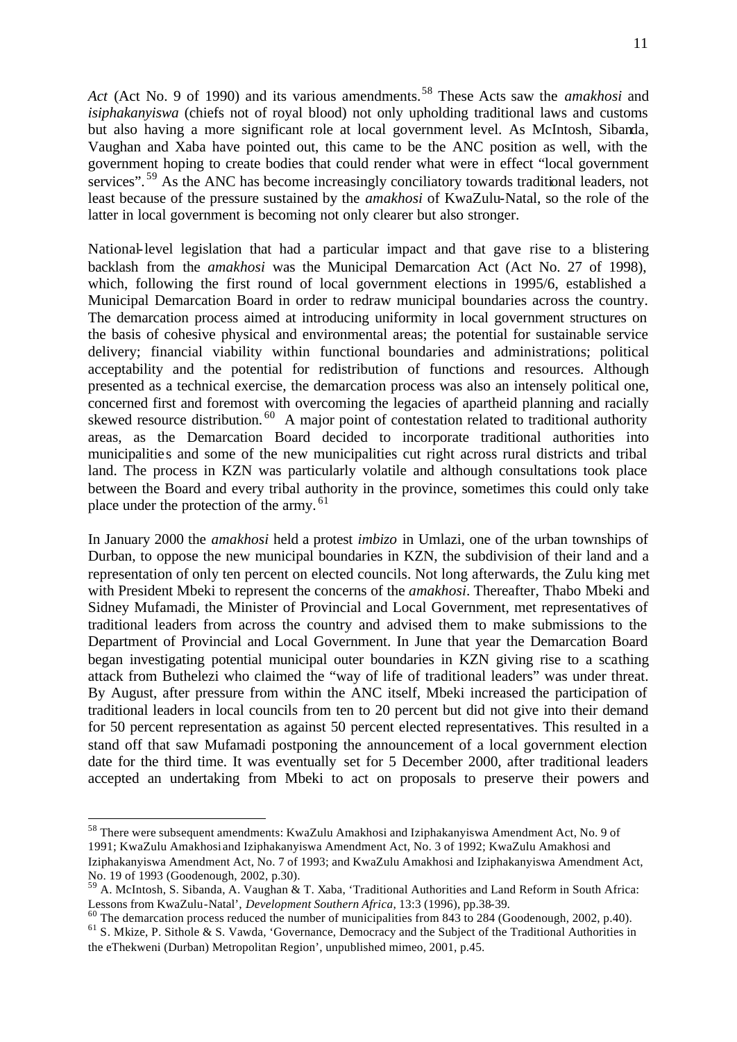*Act* (Act No. 9 of 1990) and its various amendments.[58] These Acts saw the *amakhosi* and *isiphakanyiswa* (chiefs not of royal blood) not only upholding traditional laws and customs but also having a more significant role at local government level. As McIntosh, Sibanda, Vaughan and Xaba have pointed out, this came to be the ANC position as well, with the government hoping to create bodies that could render what were in effect "local government services".[59] As the ANC has become increasingly conciliatory towards traditional leaders, not least because of the pressure sustained by the *amakhosi* of KwaZulu-Natal, so the role of the latter in local government is becoming not only clearer but also stronger.

National-level legislation that had a particular impact and that gave rise to a blistering backlash from the *amakhosi* was the Municipal Demarcation Act (Act No. 27 of 1998), which, following the first round of local government elections in 1995/6, established a Municipal Demarcation Board in order to redraw municipal boundaries across the country. The demarcation process aimed at introducing uniformity in local government structures on the basis of cohesive physical and environmental areas; the potential for sustainable service delivery; financial viability within functional boundaries and administrations; political acceptability and the potential for redistribution of functions and resources. Although presented as a technical exercise, the demarcation process was also an intensely political one, concerned first and foremost with overcoming the legacies of apartheid planning and racially skewed resource distribution.[60] A major point of contestation related to traditional authority areas, as the Demarcation Board decided to incorporate traditional authorities into municipalities and some of the new municipalities cut right across rural districts and tribal land. The process in KZN was particularly volatile and although consultations took place between the Board and every tribal authority in the province, sometimes this could only take place under the protection of the army.[61]

In January 2000 the *amakhosi* held a protest *imbizo* in Umlazi, one of the urban townships of Durban, to oppose the new municipal boundaries in KZN, the subdivision of their land and a representation of only ten percent on elected councils. Not long afterwards, the Zulu king met with President Mbeki to represent the concerns of the *amakhosi*. Thereafter, Thabo Mbeki and Sidney Mufamadi, the Minister of Provincial and Local Government, met representatives of traditional leaders from across the country and advised them to make submissions to the Department of Provincial and Local Government. In June that year the Demarcation Board began investigating potential municipal outer boundaries in KZN giving rise to a scathing attack from Buthelezi who claimed the "way of life of traditional leaders" was under threat. By August, after pressure from within the ANC itself, Mbeki increased the participation of traditional leaders in local councils from ten to 20 percent but did not give into their demand for 50 percent representation as against 50 percent elected representatives. This resulted in a stand off that saw Mufamadi postponing the announcement of a local government election date for the third time. It was eventually set for 5 December 2000, after traditional leaders accepted an undertaking from Mbeki to act on proposals to preserve their powers and

---

[58] There were subsequent amendments: KwaZulu Amakhosi and Iziphakanyiswa Amendment Act, No. 9 of 1991; KwaZulu Amakhosi and Iziphakanyiswa Amendment Act, No. 3 of 1992; KwaZulu Amakhosi and Iziphakanyiswa Amendment Act, No. 7 of 1993; and KwaZulu Amakhosi and Iziphakanyiswa Amendment Act, No. 19 of 1993 (Goodenough, 2002, p.30).

[59] A. McIntosh, S. Sibanda, A. Vaughan & T. Xaba, 'Traditional Authorities and Land Reform in South Africa: Lessons from KwaZulu-Natal', *Development Southern Africa*, 13:3 (1996), pp.38-39.

[60] The demarcation process reduced the number of municipalities from 843 to 284 (Goodenough, 2002, p.40).

[61] S. Mkize, P. Sithole & S. Vawda, 'Governance, Democracy and the Subject of the Traditional Authorities in the eThekweni (Durban) Metropolitan Region', unpublished mimeo, 2001, p.45.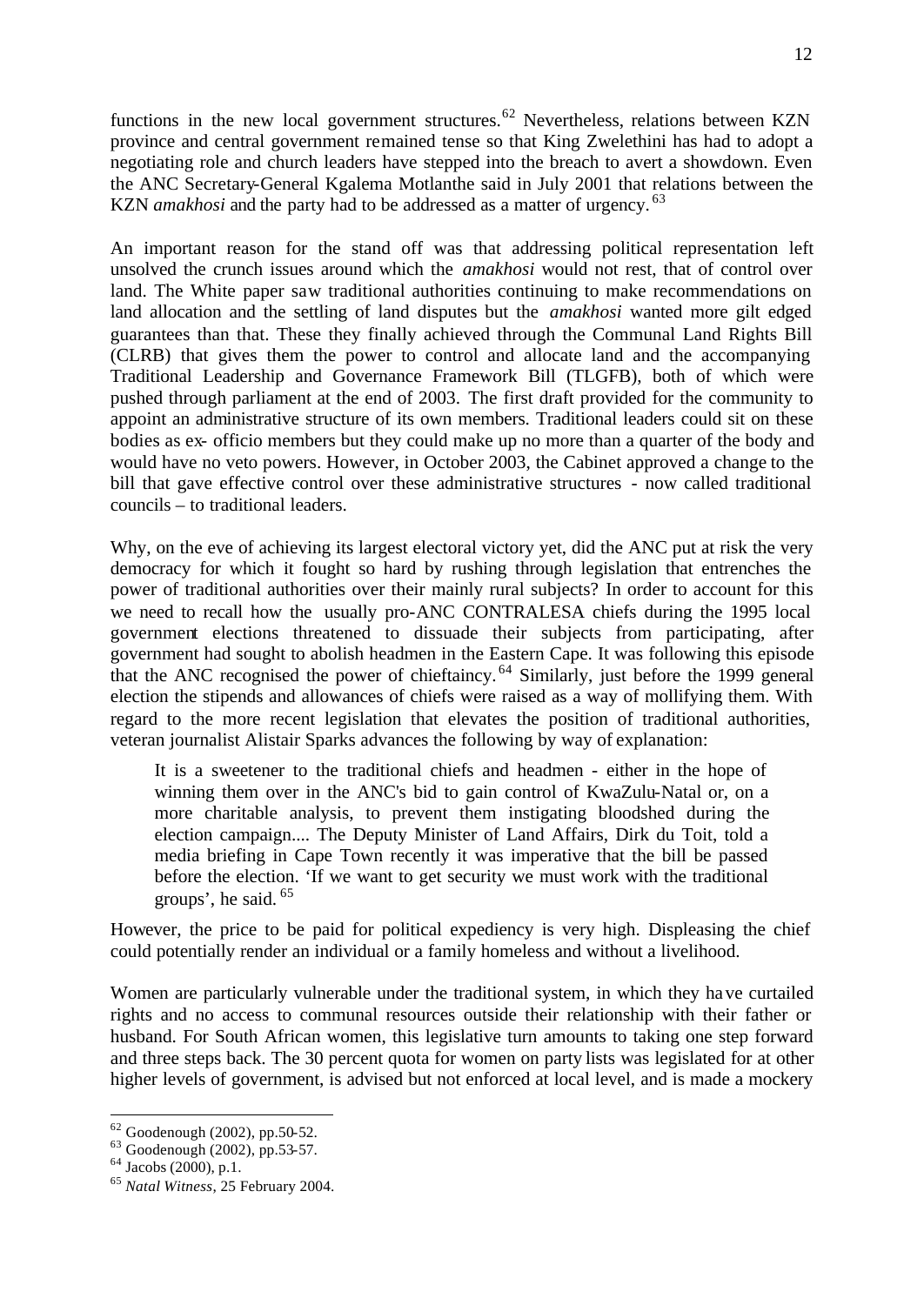functions in the new local government structures.[62] Nevertheless, relations between KZN province and central government remained tense so that King Zwelethini has had to adopt a negotiating role and church leaders have stepped into the breach to avert a showdown. Even the ANC Secretary-General Kgalema Motlanthe said in July 2001 that relations between the KZN *amakhosi* and the party had to be addressed as a matter of urgency.[63]

An important reason for the stand off was that addressing political representation left unsolved the crunch issues around which the *amakhosi* would not rest, that of control over land. The White paper saw traditional authorities continuing to make recommendations on land allocation and the settling of land disputes but the *amakhosi* wanted more gilt edged guarantees than that. These they finally achieved through the Communal Land Rights Bill (CLRB) that gives them the power to control and allocate land and the accompanying Traditional Leadership and Governance Framework Bill (TLGFB), both of which were pushed through parliament at the end of 2003. The first draft provided for the community to appoint an administrative structure of its own members. Traditional leaders could sit on these bodies as ex- officio members but they could make up no more than a quarter of the body and would have no veto powers. However, in October 2003, the Cabinet approved a change to the bill that gave effective control over these administrative structures - now called traditional councils – to traditional leaders.

Why, on the eve of achieving its largest electoral victory yet, did the ANC put at risk the very democracy for which it fought so hard by rushing through legislation that entrenches the power of traditional authorities over their mainly rural subjects? In order to account for this we need to recall how the usually pro-ANC CONTRALESA chiefs during the 1995 local government elections threatened to dissuade their subjects from participating, after government had sought to abolish headmen in the Eastern Cape. It was following this episode that the ANC recognised the power of chieftaincy.[64] Similarly, just before the 1999 general election the stipends and allowances of chiefs were raised as a way of mollifying them. With regard to the more recent legislation that elevates the position of traditional authorities, veteran journalist Alistair Sparks advances the following by way of explanation:

> It is a sweetener to the traditional chiefs and headmen - either in the hope of winning them over in the ANC's bid to gain control of KwaZulu-Natal or, on a more charitable analysis, to prevent them instigating bloodshed during the election campaign.... The Deputy Minister of Land Affairs, Dirk du Toit, told a media briefing in Cape Town recently it was imperative that the bill be passed before the election. 'If we want to get security we must work with the traditional groups', he said.[65]

However, the price to be paid for political expediency is very high. Displeasing the chief could potentially render an individual or a family homeless and without a livelihood.

Women are particularly vulnerable under the traditional system, in which they have curtailed rights and no access to communal resources outside their relationship with their father or husband. For South African women, this legislative turn amounts to taking one step forward and three steps back. The 30 percent quota for women on party lists was legislated for at other higher levels of government, is advised but not enforced at local level, and is made a mockery

---

[62] Goodenough (2002), pp.50-52.

[63] Goodenough (2002), pp.53-57.

[64] Jacobs (2000), p.1.

[65] *Natal Witness*, 25 February 2004.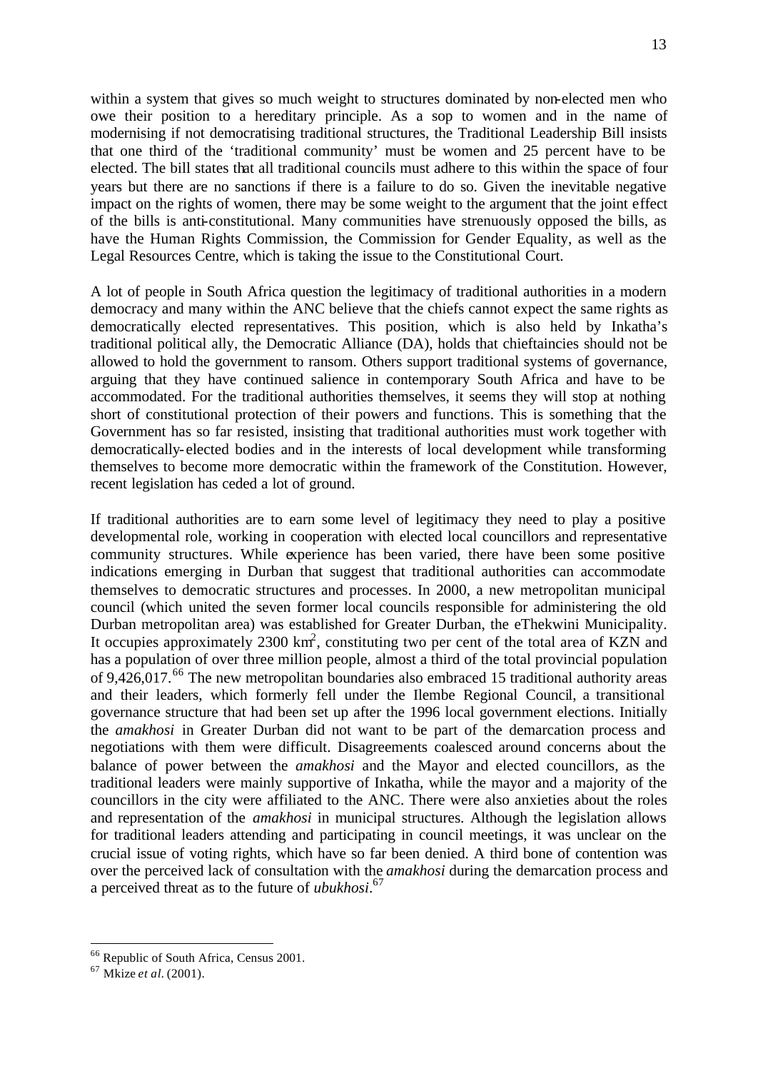within a system that gives so much weight to structures dominated by non-elected men who owe their position to a hereditary principle. As a sop to women and in the name of modernising if not democratising traditional structures, the Traditional Leadership Bill insists that one third of the 'traditional community' must be women and 25 percent have to be elected. The bill states that all traditional councils must adhere to this within the space of four years but there are no sanctions if there is a failure to do so. Given the inevitable negative impact on the rights of women, there may be some weight to the argument that the joint effect of the bills is anti-constitutional. Many communities have strenuously opposed the bills, as have the Human Rights Commission, the Commission for Gender Equality, as well as the Legal Resources Centre, which is taking the issue to the Constitutional Court.

A lot of people in South Africa question the legitimacy of traditional authorities in a modern democracy and many within the ANC believe that the chiefs cannot expect the same rights as democratically elected representatives. This position, which is also held by Inkatha's traditional political ally, the Democratic Alliance (DA), holds that chieftaincies should not be allowed to hold the government to ransom. Others support traditional systems of governance, arguing that they have continued salience in contemporary South Africa and have to be accommodated. For the traditional authorities themselves, it seems they will stop at nothing short of constitutional protection of their powers and functions. This is something that the Government has so far resisted, insisting that traditional authorities must work together with democratically-elected bodies and in the interests of local development while transforming themselves to become more democratic within the framework of the Constitution. However, recent legislation has ceded a lot of ground.

If traditional authorities are to earn some level of legitimacy they need to play a positive developmental role, working in cooperation with elected local councillors and representative community structures. While experience has been varied, there have been some positive indications emerging in Durban that suggest that traditional authorities can accommodate themselves to democratic structures and processes. In 2000, a new metropolitan municipal council (which united the seven former local councils responsible for administering the old Durban metropolitan area) was established for Greater Durban, the eThekwini Municipality. It occupies approximately 2300 $km^2$, constituting two per cent of the total area of KZN and has a population of over three million people, almost a third of the total provincial population of 9,426,017.[66] The new metropolitan boundaries also embraced 15 traditional authority areas and their leaders, which formerly fell under the Ilembe Regional Council, a transitional governance structure that had been set up after the 1996 local government elections. Initially the *amakhosi* in Greater Durban did not want to be part of the demarcation process and negotiations with them were difficult. Disagreements coalesced around concerns about the balance of power between the *amakhosi* and the Mayor and elected councillors, as the traditional leaders were mainly supportive of Inkatha, while the mayor and a majority of the councillors in the city were affiliated to the ANC. There were also anxieties about the roles and representation of the *amakhosi* in municipal structures. Although the legislation allows for traditional leaders attending and participating in council meetings, it was unclear on the crucial issue of voting rights, which have so far been denied. A third bone of contention was over the perceived lack of consultation with the *amakhosi* during the demarcation process and a perceived threat as to the future of *ubukhosi*.[67]

---

[66] Republic of South Africa, Census 2001.

[67] Mkize *et al.* (2001).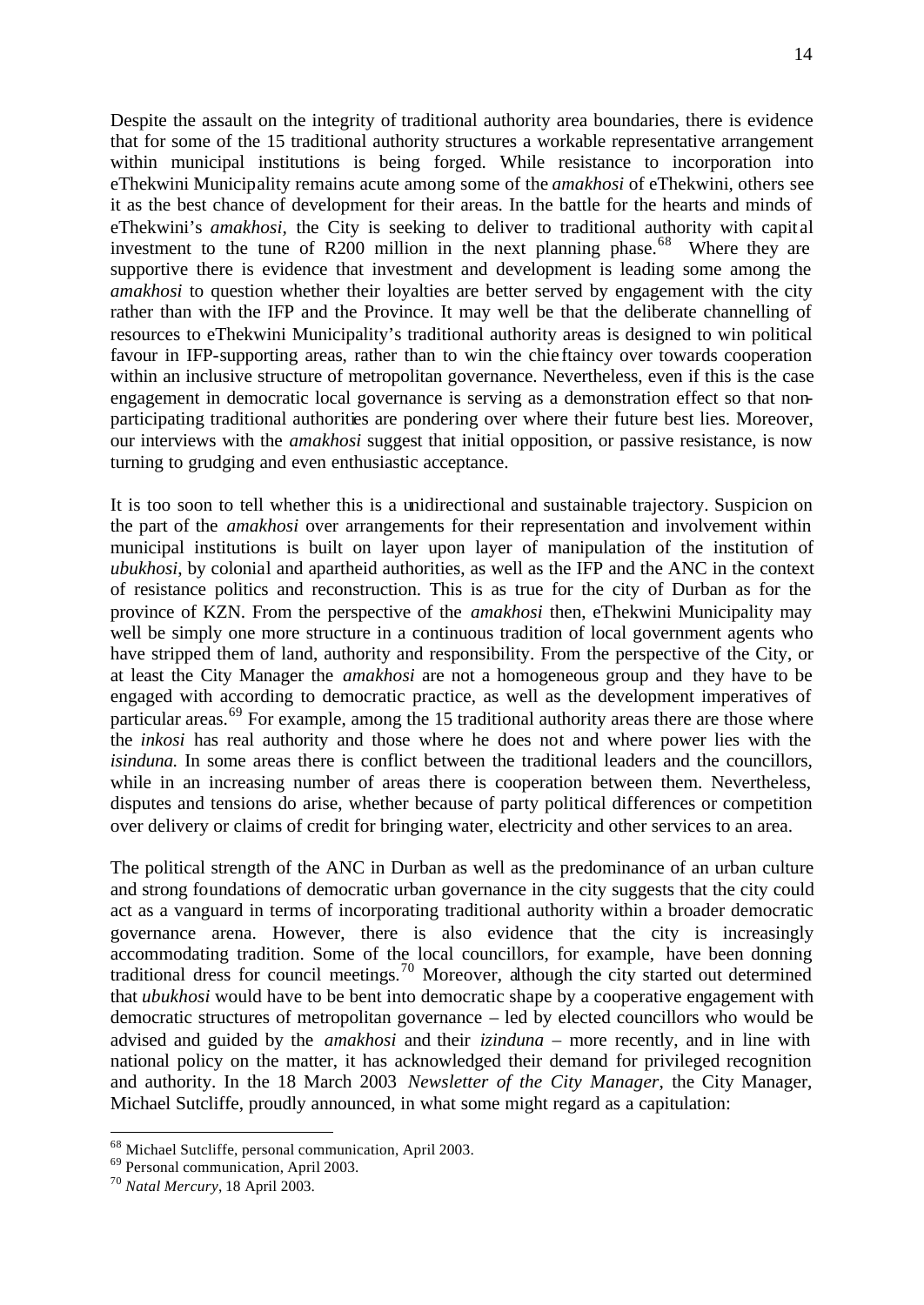Despite the assault on the integrity of traditional authority area boundaries, there is evidence that for some of the 15 traditional authority structures a workable representative arrangement within municipal institutions is being forged. While resistance to incorporation into eThekwini Municipality remains acute among some of the *amakhosi* of eThekwini, others see it as the best chance of development for their areas. In the battle for the hearts and minds of eThekwini's *amakhosi*, the City is seeking to deliver to traditional authority with capital investment to the tune of R200 million in the next planning phase.[68] Where they are supportive there is evidence that investment and development is leading some among the *amakhosi* to question whether their loyalties are better served by engagement with the city rather than with the IFP and the Province. It may well be that the deliberate channelling of resources to eThekwini Municipality's traditional authority areas is designed to win political favour in IFP-supporting areas, rather than to win the chieftaincy over towards cooperation within an inclusive structure of metropolitan governance. Nevertheless, even if this is the case engagement in democratic local governance is serving as a demonstration effect so that non-participating traditional authorities are pondering over where their future best lies. Moreover, our interviews with the *amakhosi* suggest that initial opposition, or passive resistance, is now turning to grudging and even enthusiastic acceptance.

It is too soon to tell whether this is a unidirectional and sustainable trajectory. Suspicion on the part of the *amakhosi* over arrangements for their representation and involvement within municipal institutions is built on layer upon layer of manipulation of the institution of *ubukhosi*, by colonial and apartheid authorities, as well as the IFP and the ANC in the context of resistance politics and reconstruction. This is as true for the city of Durban as for the province of KZN. From the perspective of the *amakhosi* then, eThekwini Municipality may well be simply one more structure in a continuous tradition of local government agents who have stripped them of land, authority and responsibility. From the perspective of the City, or at least the City Manager the *amakhosi* are not a homogeneous group and they have to be engaged with according to democratic practice, as well as the development imperatives of particular areas.[69] For example, among the 15 traditional authority areas there are those where the *inkosi* has real authority and those where he does not and where power lies with the *isinduna.* In some areas there is conflict between the traditional leaders and the councillors, while in an increasing number of areas there is cooperation between them. Nevertheless, disputes and tensions do arise, whether because of party political differences or competition over delivery or claims of credit for bringing water, electricity and other services to an area.

The political strength of the ANC in Durban as well as the predominance of an urban culture and strong foundations of democratic urban governance in the city suggests that the city could act as a vanguard in terms of incorporating traditional authority within a broader democratic governance arena. However, there is also evidence that the city is increasingly accommodating tradition. Some of the local councillors, for example, have been donning traditional dress for council meetings.[70] Moreover, although the city started out determined that *ubukhosi* would have to be bent into democratic shape by a cooperative engagement with democratic structures of metropolitan governance – led by elected councillors who would be advised and guided by the *amakhosi* and their *izinduna* – more recently, and in line with national policy on the matter, it has acknowledged their demand for privileged recognition and authority. In the 18 March 2003 *Newsletter of the City Manager*, the City Manager, Michael Sutcliffe, proudly announced, in what some might regard as a capitulation:

---

[68] Michael Sutcliffe, personal communication, April 2003.

[69] Personal communication, April 2003.

[70] *Natal Mercury*, 18 April 2003.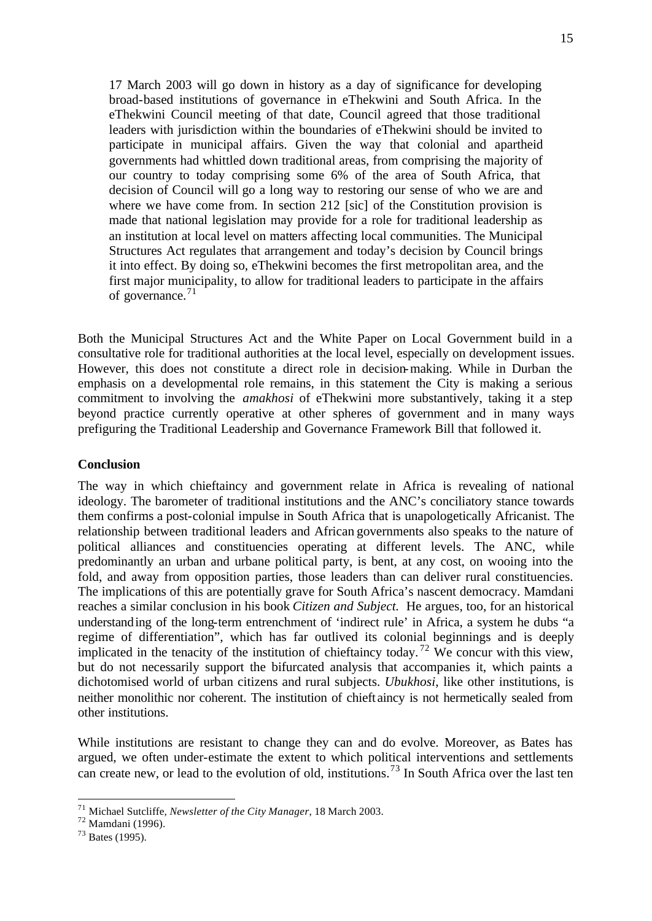> 17 March 2003 will go down in history as a day of significance for developing broad-based institutions of governance in eThekwini and South Africa. In the eThekwini Council meeting of that date, Council agreed that those traditional leaders with jurisdiction within the boundaries of eThekwini should be invited to participate in municipal affairs. Given the way that colonial and apartheid governments had whittled down traditional areas, from comprising the majority of our country to today comprising some 6% of the area of South Africa, that decision of Council will go a long way to restoring our sense of who we are and where we have come from. In section 212 [sic] of the Constitution provision is made that national legislation may provide for a role for traditional leadership as an institution at local level on matters affecting local communities. The Municipal Structures Act regulates that arrangement and today's decision by Council brings it into effect. By doing so, eThekwini becomes the first metropolitan area, and the first major municipality, to allow for traditional leaders to participate in the affairs of governance.[71]

Both the Municipal Structures Act and the White Paper on Local Government build in a consultative role for traditional authorities at the local level, especially on development issues. However, this does not constitute a direct role in decision-making. While in Durban the emphasis on a developmental role remains, in this statement the City is making a serious commitment to involving the *amakhosi* of eThekwini more substantively, taking it a step beyond practice currently operative at other spheres of government and in many ways prefiguring the Traditional Leadership and Governance Framework Bill that followed it.

**Conclusion**

The way in which chieftaincy and government relate in Africa is revealing of national ideology. The barometer of traditional institutions and the ANC's conciliatory stance towards them confirms a post-colonial impulse in South Africa that is unapologetically Africanist. The relationship between traditional leaders and African governments also speaks to the nature of political alliances and constituencies operating at different levels. The ANC, while predominantly an urban and urbane political party, is bent, at any cost, on wooing into the fold, and away from opposition parties, those leaders than can deliver rural constituencies. The implications of this are potentially grave for South Africa's nascent democracy. Mamdani reaches a similar conclusion in his book *Citizen and Subject.* He argues, too, for an historical understanding of the long-term entrenchment of 'indirect rule' in Africa, a system he dubs "a regime of differentiation", which has far outlived its colonial beginnings and is deeply implicated in the tenacity of the institution of chieftaincy today.[72] We concur with this view, but do not necessarily support the bifurcated analysis that accompanies it, which paints a dichotomised world of urban citizens and rural subjects. *Ubukhosi*, like other institutions, is neither monolithic nor coherent. The institution of chieftaincy is not hermetically sealed from other institutions.

While institutions are resistant to change they can and do evolve. Moreover, as Bates has argued, we often under-estimate the extent to which political interventions and settlements can create new, or lead to the evolution of old, institutions.[73] In South Africa over the last ten

---

[71] Michael Sutcliffe, *Newsletter of the City Manager*, 18 March 2003.

[72] Mamdani (1996).

[73] Bates (1995).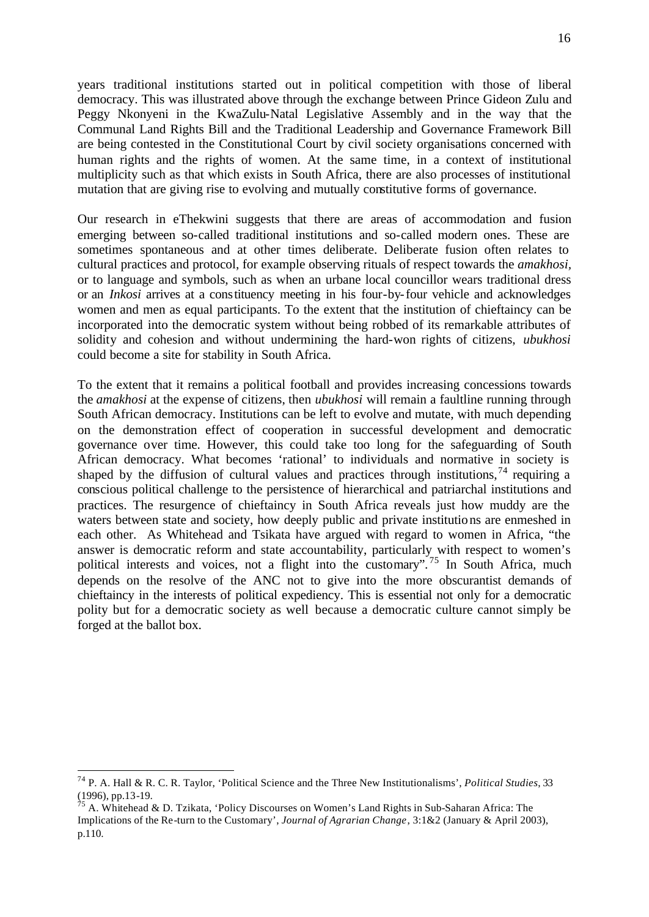years traditional institutions started out in political competition with those of liberal democracy. This was illustrated above through the exchange between Prince Gideon Zulu and Peggy Nkonyeni in the KwaZulu-Natal Legislative Assembly and in the way that the Communal Land Rights Bill and the Traditional Leadership and Governance Framework Bill are being contested in the Constitutional Court by civil society organisations concerned with human rights and the rights of women. At the same time, in a context of institutional multiplicity such as that which exists in South Africa, there are also processes of institutional mutation that are giving rise to evolving and mutually constitutive forms of governance.

Our research in eThekwini suggests that there are areas of accommodation and fusion emerging between so-called traditional institutions and so-called modern ones. These are sometimes spontaneous and at other times deliberate. Deliberate fusion often relates to cultural practices and protocol, for example observing rituals of respect towards the *amakhosi*, or to language and symbols, such as when an urbane local councillor wears traditional dress or an *Inkosi* arrives at a constituency meeting in his four-by-four vehicle and acknowledges women and men as equal participants. To the extent that the institution of chieftaincy can be incorporated into the democratic system without being robbed of its remarkable attributes of solidity and cohesion and without undermining the hard-won rights of citizens, *ubukhosi* could become a site for stability in South Africa.

To the extent that it remains a political football and provides increasing concessions towards the *amakhosi* at the expense of citizens, then *ubukhosi* will remain a faultline running through South African democracy. Institutions can be left to evolve and mutate, with much depending on the demonstration effect of cooperation in successful development and democratic governance over time. However, this could take too long for the safeguarding of South African democracy. What becomes 'rational' to individuals and normative in society is shaped by the diffusion of cultural values and practices through institutions,[74] requiring a conscious political challenge to the persistence of hierarchical and patriarchal institutions and practices. The resurgence of chieftaincy in South Africa reveals just how muddy are the waters between state and society, how deeply public and private institutions are enmeshed in each other. As Whitehead and Tsikata have argued with regard to women in Africa, "the answer is democratic reform and state accountability, particularly with respect to women's political interests and voices, not a flight into the customary".[75] In South Africa, much depends on the resolve of the ANC not to give into the more obscurantist demands of chieftaincy in the interests of political expediency. This is essential not only for a democratic polity but for a democratic society as well because a democratic culture cannot simply be forged at the ballot box.

---

[74] P. A. Hall & R. C. R. Taylor, 'Political Science and the Three New Institutionalisms', *Political Studies*, 33 (1996), pp.13-19.

[75] A. Whitehead & D. Tzikata, 'Policy Discourses on Women's Land Rights in Sub-Saharan Africa: The Implications of the Re-turn to the Customary', *Journal of Agrarian Change*, 3:1&2 (January & April 2003), p.110.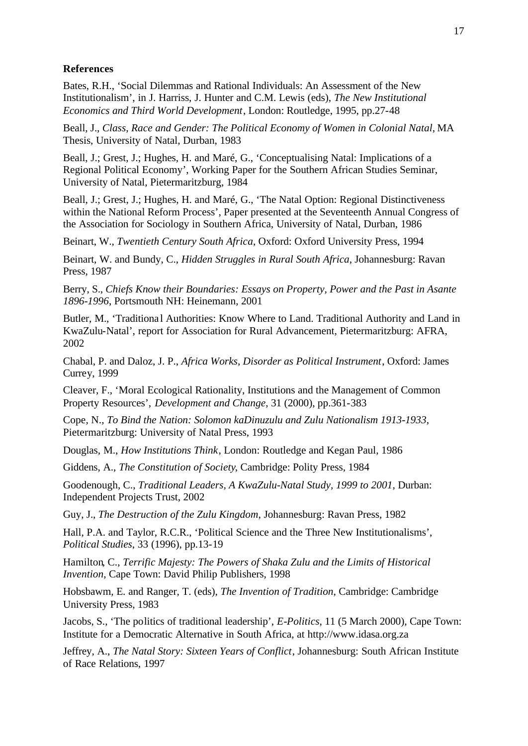**References**

Bates, R.H., 'Social Dilemmas and Rational Individuals: An Assessment of the New Institutionalism', in J. Harriss, J. Hunter and C.M. Lewis (eds), *The New Institutional Economics and Third World Development*, London: Routledge, 1995, pp.27-48

Beall, J., *Class, Race and Gender: The Political Economy of Women in Colonial Natal*, MA Thesis, University of Natal, Durban, 1983

Beall, J.; Grest, J.; Hughes, H. and Maré, G., 'Conceptualising Natal: Implications of a Regional Political Economy', Working Paper for the Southern African Studies Seminar, University of Natal, Pietermaritzburg, 1984

Beall, J.; Grest, J.; Hughes, H. and Maré, G., 'The Natal Option: Regional Distinctiveness within the National Reform Process', Paper presented at the Seventeenth Annual Congress of the Association for Sociology in Southern Africa, University of Natal, Durban, 1986

Beinart, W., *Twentieth Century South Africa*, Oxford: Oxford University Press, 1994

Beinart, W. and Bundy, C., *Hidden Struggles in Rural South Africa*, Johannesburg: Ravan Press, 1987

Berry, S., *Chiefs Know their Boundaries: Essays on Property, Power and the Past in Asante 1896-1996*, Portsmouth NH: Heinemann, 2001

Butler, M., 'Traditional Authorities: Know Where to Land. Traditional Authority and Land in KwaZulu-Natal', report for Association for Rural Advancement, Pietermaritzburg: AFRA, 2002

Chabal, P. and Daloz, J. P., *Africa Works, Disorder as Political Instrument*, Oxford: James Currey, 1999

Cleaver, F., 'Moral Ecological Rationality, Institutions and the Management of Common Property Resources', *Development and Change*, 31 (2000), pp.361-383

Cope, N., *To Bind the Nation: Solomon kaDinuzulu and Zulu Nationalism 1913-1933*, Pietermaritzburg: University of Natal Press, 1993

Douglas, M., *How Institutions Think*, London: Routledge and Kegan Paul, 1986

Giddens, A., *The Constitution of Society*, Cambridge: Polity Press, 1984

Goodenough, C., *Traditional Leaders, A KwaZulu-Natal Study, 1999 to 2001*, Durban: Independent Projects Trust, 2002

Guy, J., *The Destruction of the Zulu Kingdom*, Johannesburg: Ravan Press, 1982

Hall, P.A. and Taylor, R.C.R., 'Political Science and the Three New Institutionalisms', *Political Studies*, 33 (1996), pp.13-19

Hamilton, C., *Terrific Majesty: The Powers of Shaka Zulu and the Limits of Historical Invention*, Cape Town: David Philip Publishers, 1998

Hobsbawm, E. and Ranger, T. (eds), *The Invention of Tradition*, Cambridge: Cambridge University Press, 1983

Jacobs, S., 'The politics of traditional leadership', *E-Politics*, 11 (5 March 2000), Cape Town: Institute for a Democratic Alternative in South Africa, at http://www.idasa.org.za

Jeffrey, A., *The Natal Story: Sixteen Years of Conflict*, Johannesburg: South African Institute of Race Relations, 1997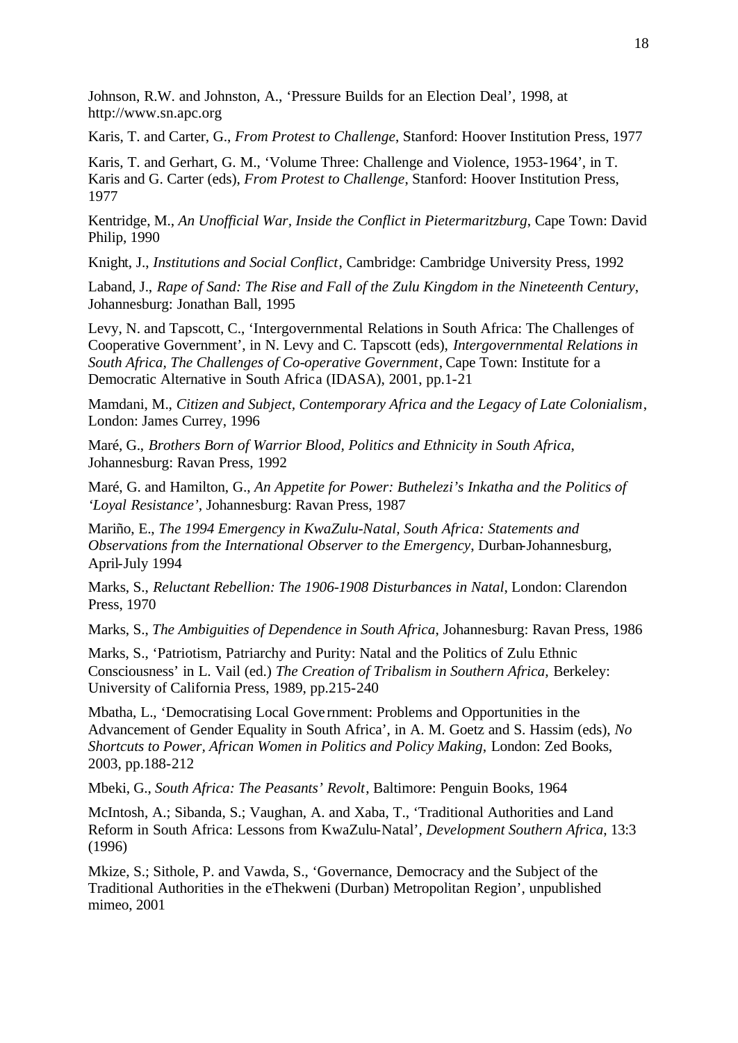Johnson, R.W. and Johnston, A., 'Pressure Builds for an Election Deal', 1998, at http://www.sn.apc.org

Karis, T. and Carter, G., *From Protest to Challenge*, Stanford: Hoover Institution Press, 1977

Karis, T. and Gerhart, G. M., 'Volume Three: Challenge and Violence, 1953-1964', in T. Karis and G. Carter (eds), *From Protest to Challenge*, Stanford: Hoover Institution Press, 1977

Kentridge, M., *An Unofficial War, Inside the Conflict in Pietermaritzburg*, Cape Town: David Philip, 1990

Knight, J., *Institutions and Social Conflict*, Cambridge: Cambridge University Press, 1992

Laband, J., *Rape of Sand: The Rise and Fall of the Zulu Kingdom in the Nineteenth Century*, Johannesburg: Jonathan Ball, 1995

Levy, N. and Tapscott, C., 'Intergovernmental Relations in South Africa: The Challenges of Cooperative Government', in N. Levy and C. Tapscott (eds), *Intergovernmental Relations in South Africa, The Challenges of Co-operative Government*, Cape Town: Institute for a Democratic Alternative in South Africa (IDASA), 2001, pp.1-21

Mamdani, M., *Citizen and Subject, Contemporary Africa and the Legacy of Late Colonialism*, London: James Currey, 1996

Maré, G., *Brothers Born of Warrior Blood, Politics and Ethnicity in South Africa*, Johannesburg: Ravan Press, 1992

Maré, G. and Hamilton, G., *An Appetite for Power: Buthelezi's Inkatha and the Politics of 'Loyal Resistance'*, Johannesburg: Ravan Press, 1987

Mariño, E., *The 1994 Emergency in KwaZulu-Natal, South Africa: Statements and Observations from the International Observer to the Emergency*, Durban-Johannesburg, April-July 1994

Marks, S., *Reluctant Rebellion: The 1906-1908 Disturbances in Natal*, London: Clarendon Press, 1970

Marks, S., *The Ambiguities of Dependence in South Africa*, Johannesburg: Ravan Press, 1986

Marks, S., 'Patriotism, Patriarchy and Purity: Natal and the Politics of Zulu Ethnic Consciousness' in L. Vail (ed.) *The Creation of Tribalism in Southern Africa,* Berkeley: University of California Press, 1989, pp.215-240

Mbatha, L., 'Democratising Local Government: Problems and Opportunities in the Advancement of Gender Equality in South Africa', in A. M. Goetz and S. Hassim (eds), *No Shortcuts to Power, African Women in Politics and Policy Making*, London: Zed Books, 2003, pp.188-212

Mbeki, G., *South Africa: The Peasants' Revolt*, Baltimore: Penguin Books, 1964

McIntosh, A.; Sibanda, S.; Vaughan, A. and Xaba, T., 'Traditional Authorities and Land Reform in South Africa: Lessons from KwaZulu-Natal', *Development Southern Africa*, 13:3 (1996)

Mkize, S.; Sithole, P. and Vawda, S., 'Governance, Democracy and the Subject of the Traditional Authorities in the eThekweni (Durban) Metropolitan Region', unpublished mimeo, 2001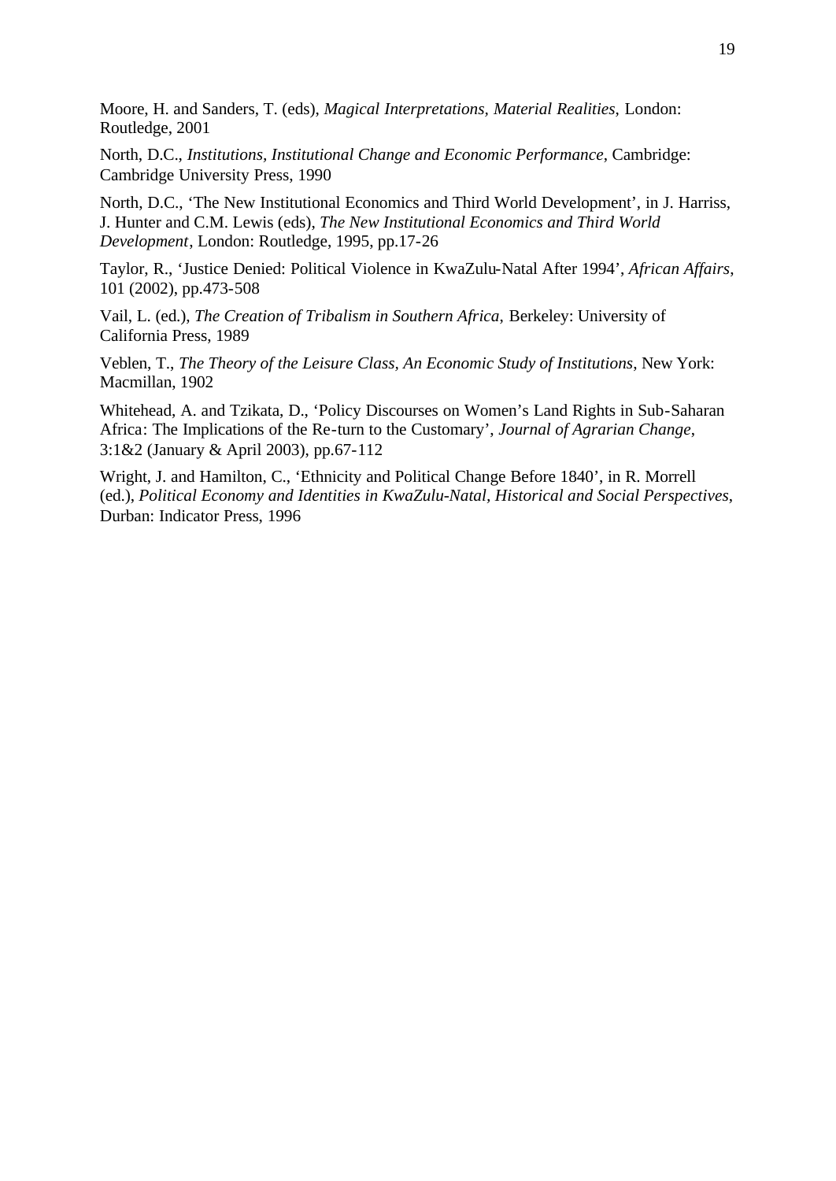Moore, H. and Sanders, T. (eds), *Magical Interpretations, Material Realities*, London: Routledge, 2001

North, D.C., *Institutions, Institutional Change and Economic Performance*, Cambridge: Cambridge University Press, 1990

North, D.C., 'The New Institutional Economics and Third World Development', in J. Harriss, J. Hunter and C.M. Lewis (eds), *The New Institutional Economics and Third World Development*, London: Routledge, 1995, pp.17-26

Taylor, R., 'Justice Denied: Political Violence in KwaZulu-Natal After 1994', *African Affairs*, 101 (2002), pp.473-508

Vail, L. (ed.), *The Creation of Tribalism in Southern Africa*, Berkeley: University of California Press, 1989

Veblen, T., *The Theory of the Leisure Class, An Economic Study of Institutions*, New York: Macmillan, 1902

Whitehead, A. and Tzikata, D., 'Policy Discourses on Women's Land Rights in Sub-Saharan Africa: The Implications of the Re-turn to the Customary', *Journal of Agrarian Change*, 3:1&2 (January & April 2003), pp.67-112

Wright, J. and Hamilton, C., 'Ethnicity and Political Change Before 1840', in R. Morrell (ed.), *Political Economy and Identities in KwaZulu-Natal, Historical and Social Perspectives*, Durban: Indicator Press, 1996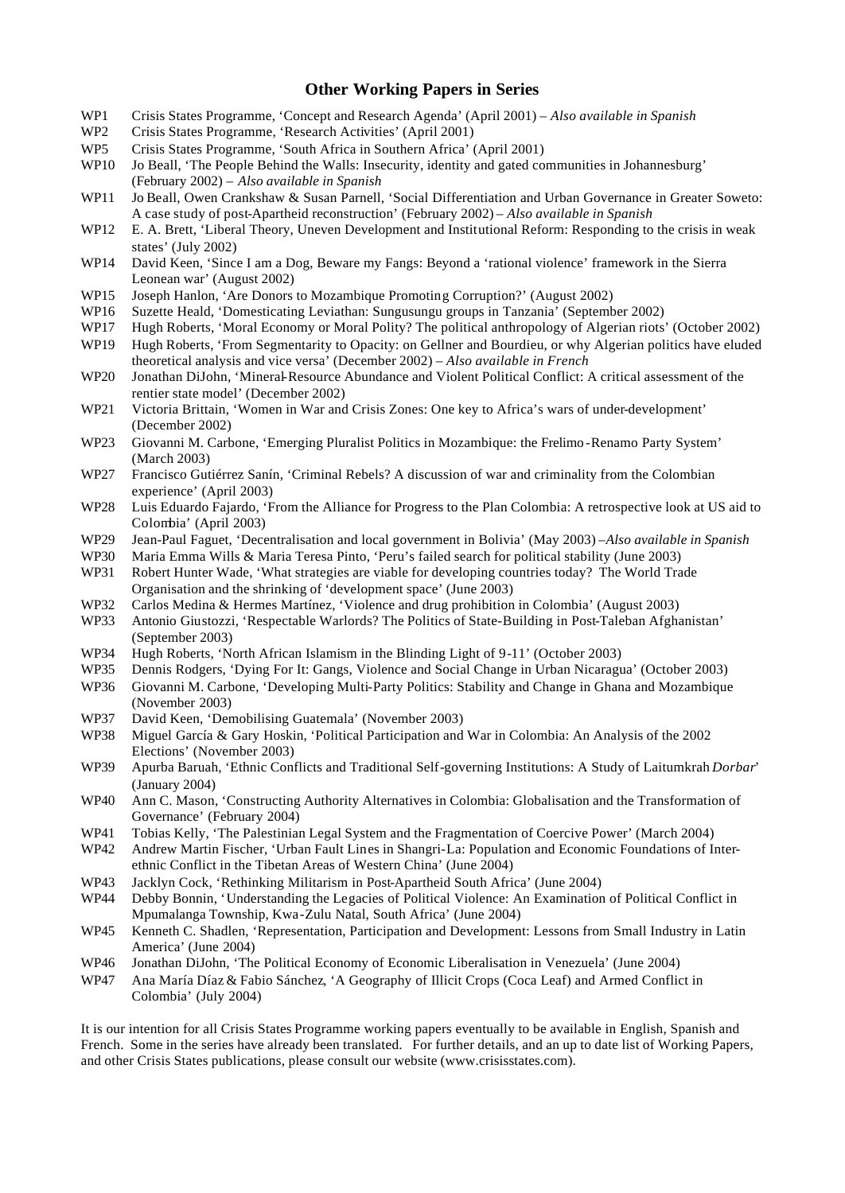## Other Working Papers in Series

- WP1 Crisis States Programme, 'Concept and Research Agenda' (April 2001) – *Also available in Spanish*
- WP2 Crisis States Programme, 'Research Activities' (April 2001)
- WP5 Crisis States Programme, 'South Africa in Southern Africa' (April 2001)
- WP10 Jo Beall, 'The People Behind the Walls: Insecurity, identity and gated communities in Johannesburg' (February 2002) – *Also available in Spanish*
- WP11 Jo Beall, Owen Crankshaw & Susan Parnell, 'Social Differentiation and Urban Governance in Greater Soweto: A case study of post-Apartheid reconstruction' (February 2002) – *Also available in Spanish*
- WP12 E. A. Brett, 'Liberal Theory, Uneven Development and Institutional Reform: Responding to the crisis in weak states' (July 2002)
- WP14 David Keen, 'Since I am a Dog, Beware my Fangs: Beyond a 'rational violence' framework in the Sierra Leonean war' (August 2002)
- WP15 Joseph Hanlon, 'Are Donors to Mozambique Promoting Corruption?' (August 2002)
- WP16 Suzette Heald, 'Domesticating Leviathan: Sungusungu groups in Tanzania' (September 2002)
- WP17 Hugh Roberts, 'Moral Economy or Moral Polity? The political anthropology of Algerian riots' (October 2002)
- WP19 Hugh Roberts, 'From Segmentarity to Opacity: on Gellner and Bourdieu, or why Algerian politics have eluded theoretical analysis and vice versa' (December 2002) – *Also available in French*
- WP20 Jonathan DiJohn, 'Mineral-Resource Abundance and Violent Political Conflict: A critical assessment of the rentier state model' (December 2002)
- WP21 Victoria Brittain, 'Women in War and Crisis Zones: One key to Africa's wars of under-development' (December 2002)
- WP23 Giovanni M. Carbone, 'Emerging Pluralist Politics in Mozambique: the Frelimo-Renamo Party System' (March 2003)
- WP27 Francisco Gutiérrez Sanín, 'Criminal Rebels? A discussion of war and criminality from the Colombian experience' (April 2003)
- WP28 Luis Eduardo Fajardo, 'From the Alliance for Progress to the Plan Colombia: A retrospective look at US aid to Colombia' (April 2003)
- WP29 Jean-Paul Faguet, 'Decentralisation and local government in Bolivia' (May 2003) –*Also available in Spanish*
- WP30 Maria Emma Wills & Maria Teresa Pinto, 'Peru's failed search for political stability (June 2003)
- WP31 Robert Hunter Wade, 'What strategies are viable for developing countries today? The World Trade Organisation and the shrinking of 'development space' (June 2003)
- WP32 Carlos Medina & Hermes Martínez, 'Violence and drug prohibition in Colombia' (August 2003)
- WP33 Antonio Giustozzi, 'Respectable Warlords? The Politics of State-Building in Post-Taleban Afghanistan' (September 2003)
- WP34 Hugh Roberts, 'North African Islamism in the Blinding Light of 9-11' (October 2003)
- WP35 Dennis Rodgers, 'Dying For It: Gangs, Violence and Social Change in Urban Nicaragua' (October 2003)
- WP36 Giovanni M. Carbone, 'Developing Multi-Party Politics: Stability and Change in Ghana and Mozambique (November 2003)
- WP37 David Keen, 'Demobilising Guatemala' (November 2003)
- WP38 Miguel García & Gary Hoskin, 'Political Participation and War in Colombia: An Analysis of the 2002 Elections' (November 2003)
- WP39 Apurba Baruah, 'Ethnic Conflicts and Traditional Self-governing Institutions: A Study of Laitumkrah *Dorbar*' (January 2004)
- WP40 Ann C. Mason, 'Constructing Authority Alternatives in Colombia: Globalisation and the Transformation of Governance' (February 2004)
- WP41 Tobias Kelly, 'The Palestinian Legal System and the Fragmentation of Coercive Power' (March 2004)
- WP42 Andrew Martin Fischer, 'Urban Fault Lines in Shangri-La: Population and Economic Foundations of Inter-ethnic Conflict in the Tibetan Areas of Western China' (June 2004)
- WP43 Jacklyn Cock, 'Rethinking Militarism in Post-Apartheid South Africa' (June 2004)
- WP44 Debby Bonnin, 'Understanding the Legacies of Political Violence: An Examination of Political Conflict in Mpumalanga Township, Kwa-Zulu Natal, South Africa' (June 2004)
- WP45 Kenneth C. Shadlen, 'Representation, Participation and Development: Lessons from Small Industry in Latin America' (June 2004)
- WP46 Jonathan DiJohn, 'The Political Economy of Economic Liberalisation in Venezuela' (June 2004)
- WP47 Ana María Díaz & Fabio Sánchez, 'A Geography of Illicit Crops (Coca Leaf) and Armed Conflict in Colombia' (July 2004)

It is our intention for all Crisis States Programme working papers eventually to be available in English, Spanish and French. Some in the series have already been translated. For further details, and an up to date list of Working Papers, and other Crisis States publications, please consult our website (www.crisisstates.com).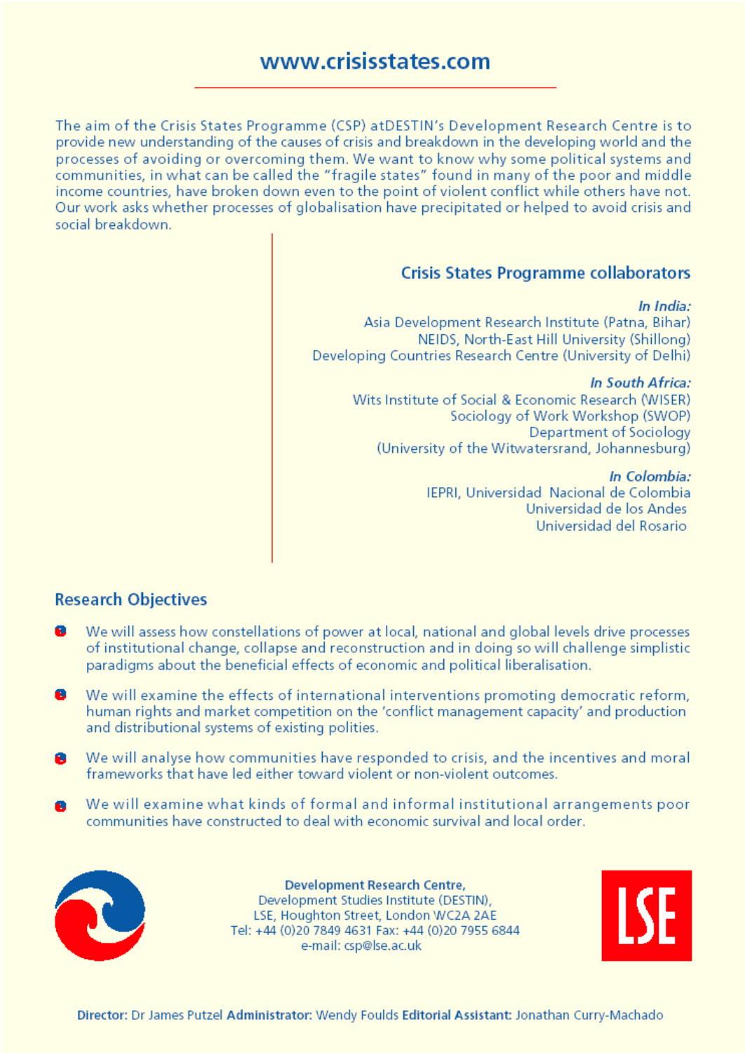# www.crisisstates.com

The aim of the Crisis States Programme (CSP) atDESTIN's Development Research Centre is to provide new understanding of the causes of crisis and breakdown in the developing world and the processes of avoiding or overcoming them. We want to know why some political systems and communities, in what can be called the "fragile states" found in many of the poor and middle income countries, have broken down even to the point of violent conflict while others have not. Our work asks whether processes of globalisation have precipitated or helped to avoid crisis and social breakdown.

## Crisis States Programme collaborators

*In India:*
Asia Development Research Institute (Patna, Bihar)
NEIDS, North-East Hill University (Shillong)
Developing Countries Research Centre (University of Delhi)

*In South Africa:*
Wits Institute of Social & Economic Research (WISER)
Sociology of Work Workshop (SWOP)
Department of Sociology
(University of the Witwatersrand, Johannesburg)

*In Colombia:*
IEPRI, Universidad Nacional de Colombia
Universidad de los Andes
Universidad del Rosario

## Research Objectives

- We will assess how constellations of power at local, national and global levels drive processes of institutional change, collapse and reconstruction and in doing so will challenge simplistic paradigms about the beneficial effects of economic and political liberalisation.
- We will examine the effects of international interventions promoting democratic reform, human rights and market competition on the 'conflict management capacity' and production and distributional systems of existing polities.
- We will analyse how communities have responded to crisis, and the incentives and moral frameworks that have led either toward violent or non-violent outcomes.
- We will examine what kinds of formal and informal institutional arrangements poor communities have constructed to deal with economic survival and local order.

**Development Research Centre,**
Development Studies Institute (DESTIN),
LSE, Houghton Street, London WC2A 2AE
Tel: +44 (0)20 7849 4631 Fax: +44 (0)20 7955 6844
e-mail: csp@lse.ac.uk

LSE

**Director:** Dr James Putzel **Administrator:** Wendy Foulds **Editorial Assistant:** Jonathan Curry-Machado